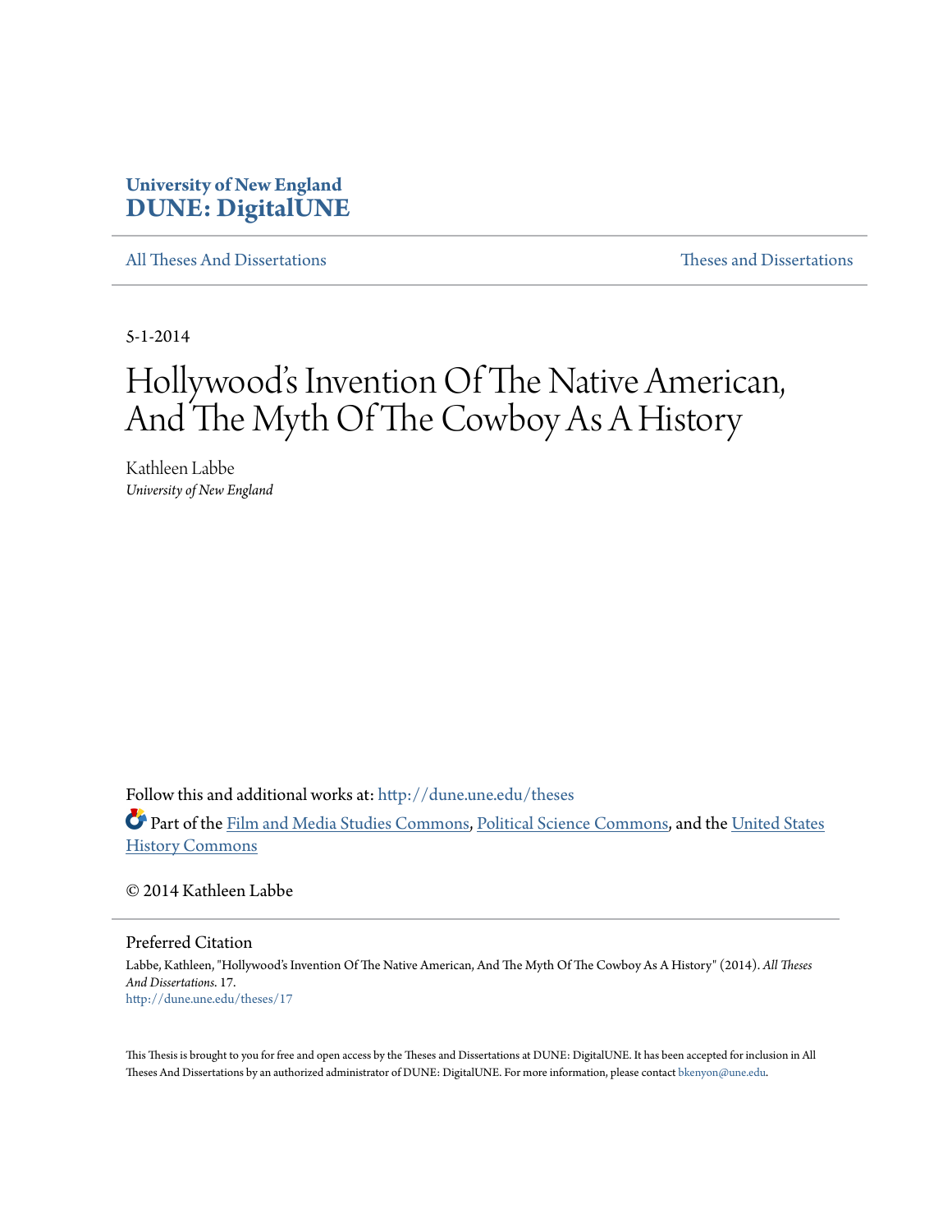**University of New England**
**DUNE: DigitalUNE**

All Theses And Dissertations | Theses and Dissertations

5-1-2014

# Hollywood's Invention Of The Native American, And The Myth Of The Cowboy As A History

Kathleen Labbe
*University of New England*

Follow this and additional works at: http://dune.une.edu/theses

Part of the Film and Media Studies Commons, Political Science Commons, and the United States History Commons

© 2014 Kathleen Labbe

## Preferred Citation

Labbe, Kathleen, "Hollywood's Invention Of The Native American, And The Myth Of The Cowboy As A History" (2014). *All Theses And Dissertations*. 17.
http://dune.une.edu/theses/17

This Thesis is brought to you for free and open access by the Theses and Dissertations at DUNE: DigitalUNE. It has been accepted for inclusion in All Theses And Dissertations by an authorized administrator of DUNE: DigitalUNE. For more information, please contact bkenyon@une.edu.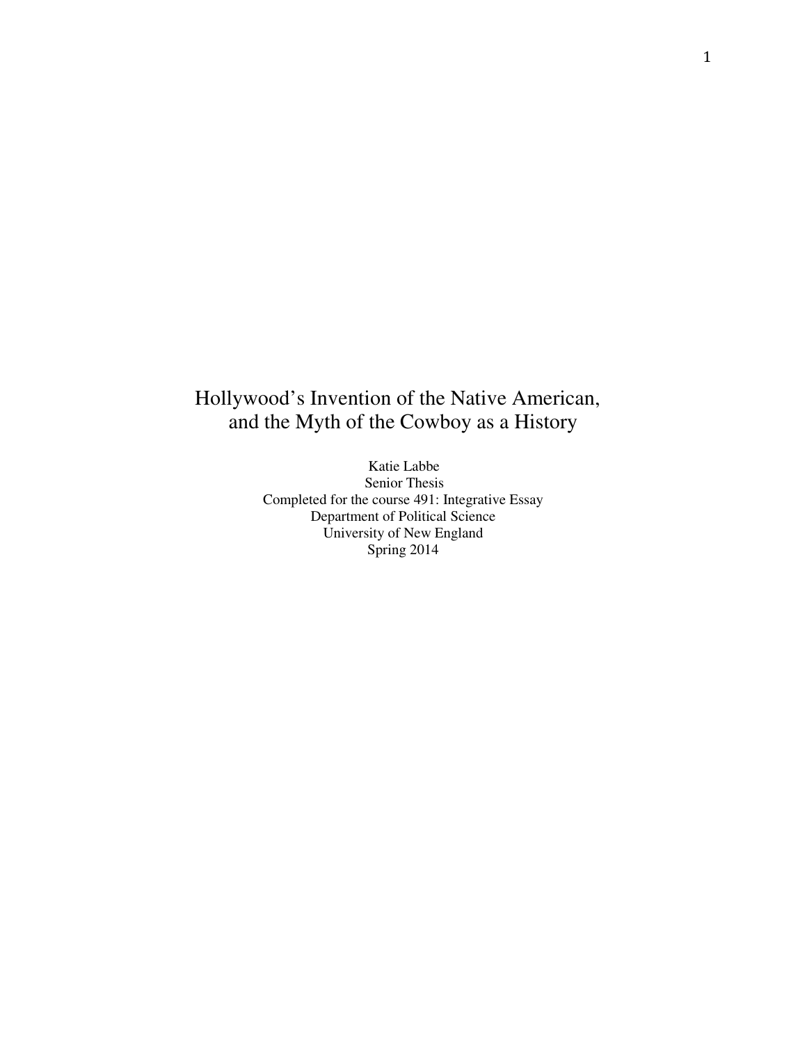# Hollywood's Invention of the Native American, and the Myth of the Cowboy as a History

Katie Labbe
Senior Thesis
Completed for the course 491: Integrative Essay
Department of Political Science
University of New England
Spring 2014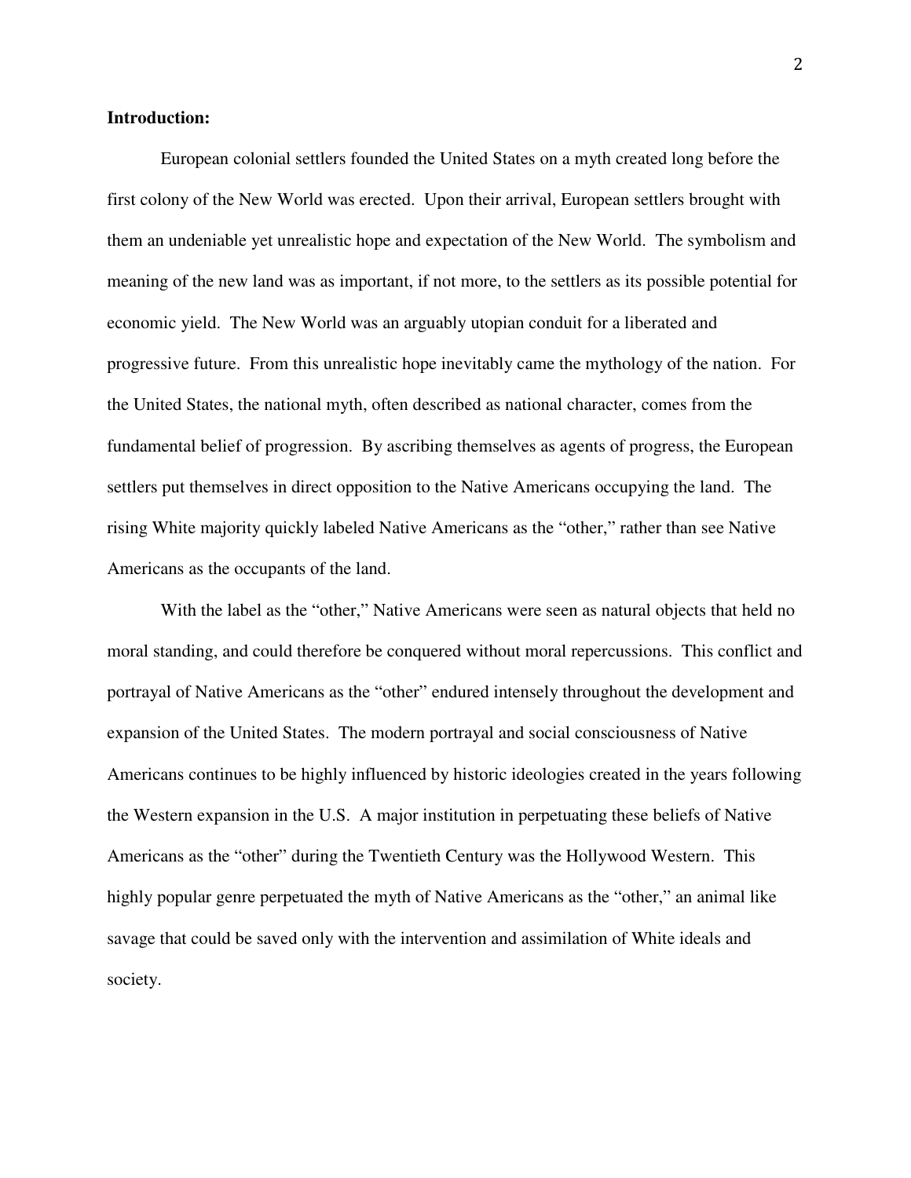**Introduction:**

European colonial settlers founded the United States on a myth created long before the first colony of the New World was erected. Upon their arrival, European settlers brought with them an undeniable yet unrealistic hope and expectation of the New World. The symbolism and meaning of the new land was as important, if not more, to the settlers as its possible potential for economic yield. The New World was an arguably utopian conduit for a liberated and progressive future. From this unrealistic hope inevitably came the mythology of the nation. For the United States, the national myth, often described as national character, comes from the fundamental belief of progression. By ascribing themselves as agents of progress, the European settlers put themselves in direct opposition to the Native Americans occupying the land. The rising White majority quickly labeled Native Americans as the "other," rather than see Native Americans as the occupants of the land.

With the label as the "other," Native Americans were seen as natural objects that held no moral standing, and could therefore be conquered without moral repercussions. This conflict and portrayal of Native Americans as the "other" endured intensely throughout the development and expansion of the United States. The modern portrayal and social consciousness of Native Americans continues to be highly influenced by historic ideologies created in the years following the Western expansion in the U.S. A major institution in perpetuating these beliefs of Native Americans as the "other" during the Twentieth Century was the Hollywood Western. This highly popular genre perpetuated the myth of Native Americans as the "other," an animal like savage that could be saved only with the intervention and assimilation of White ideals and society.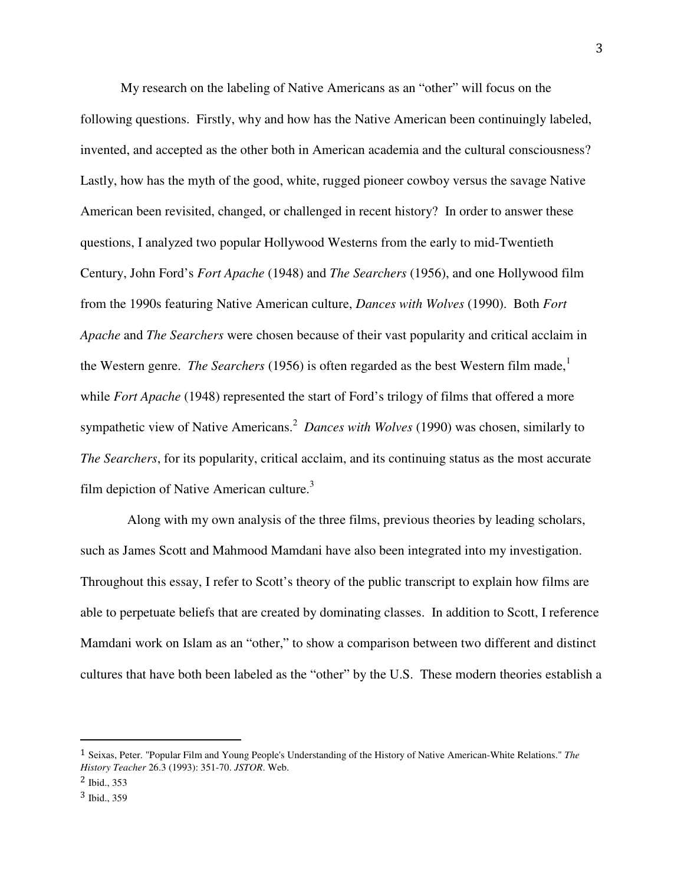My research on the labeling of Native Americans as an "other" will focus on the following questions. Firstly, why and how has the Native American been continuingly labeled, invented, and accepted as the other both in American academia and the cultural consciousness? Lastly, how has the myth of the good, white, rugged pioneer cowboy versus the savage Native American been revisited, changed, or challenged in recent history? In order to answer these questions, I analyzed two popular Hollywood Westerns from the early to mid-Twentieth Century, John Ford's *Fort Apache* (1948) and *The Searchers* (1956), and one Hollywood film from the 1990s featuring Native American culture, *Dances with Wolves* (1990). Both *Fort Apache* and *The Searchers* were chosen because of their vast popularity and critical acclaim in the Western genre. *The Searchers* (1956) is often regarded as the best Western film made,[1] while *Fort Apache* (1948) represented the start of Ford's trilogy of films that offered a more sympathetic view of Native Americans.[2] *Dances with Wolves* (1990) was chosen, similarly to *The Searchers*, for its popularity, critical acclaim, and its continuing status as the most accurate film depiction of Native American culture.[3]

Along with my own analysis of the three films, previous theories by leading scholars, such as James Scott and Mahmood Mamdani have also been integrated into my investigation. Throughout this essay, I refer to Scott's theory of the public transcript to explain how films are able to perpetuate beliefs that are created by dominating classes. In addition to Scott, I reference Mamdani work on Islam as an "other," to show a comparison between two different and distinct cultures that have both been labeled as the "other" by the U.S. These modern theories establish a

---

[1] Seixas, Peter. "Popular Film and Young People's Understanding of the History of Native American-White Relations." *The History Teacher* 26.3 (1993): 351-70. *JSTOR*. Web.

[2] Ibid., 353

[3] Ibid., 359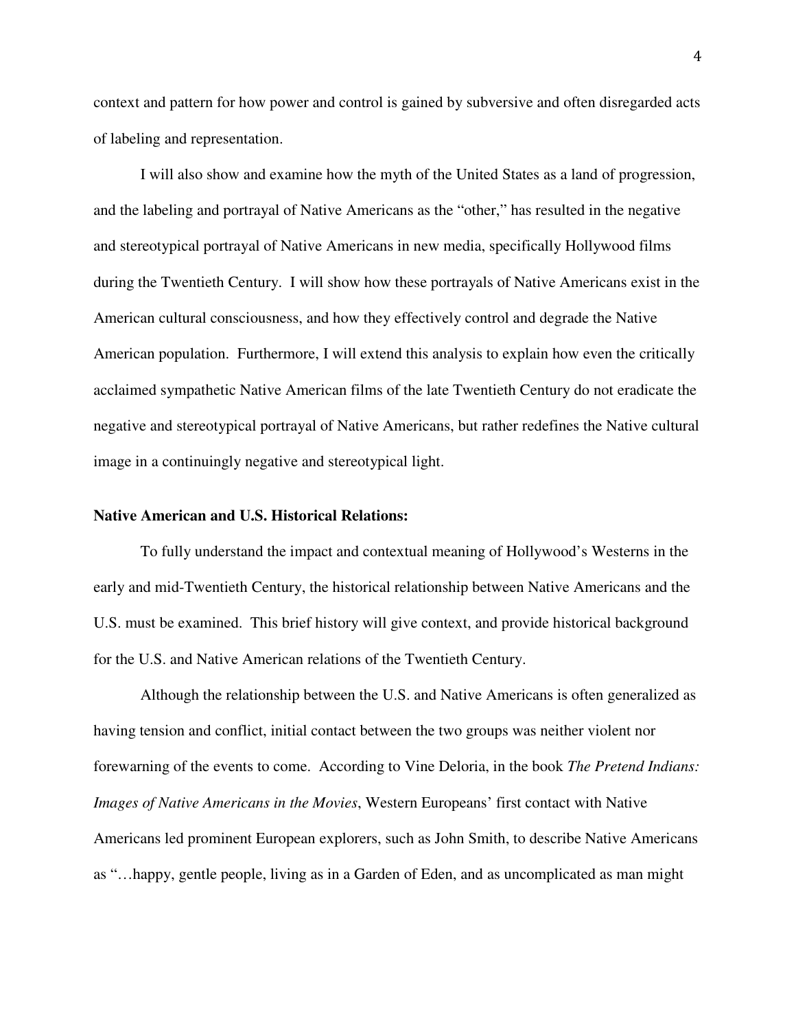context and pattern for how power and control is gained by subversive and often disregarded acts of labeling and representation.

I will also show and examine how the myth of the United States as a land of progression, and the labeling and portrayal of Native Americans as the "other," has resulted in the negative and stereotypical portrayal of Native Americans in new media, specifically Hollywood films during the Twentieth Century. I will show how these portrayals of Native Americans exist in the American cultural consciousness, and how they effectively control and degrade the Native American population. Furthermore, I will extend this analysis to explain how even the critically acclaimed sympathetic Native American films of the late Twentieth Century do not eradicate the negative and stereotypical portrayal of Native Americans, but rather redefines the Native cultural image in a continuingly negative and stereotypical light.

**Native American and U.S. Historical Relations:**

To fully understand the impact and contextual meaning of Hollywood's Westerns in the early and mid-Twentieth Century, the historical relationship between Native Americans and the U.S. must be examined. This brief history will give context, and provide historical background for the U.S. and Native American relations of the Twentieth Century.

Although the relationship between the U.S. and Native Americans is often generalized as having tension and conflict, initial contact between the two groups was neither violent nor forewarning of the events to come. According to Vine Deloria, in the book *The Pretend Indians: Images of Native Americans in the Movies*, Western Europeans' first contact with Native Americans led prominent European explorers, such as John Smith, to describe Native Americans as "…happy, gentle people, living as in a Garden of Eden, and as uncomplicated as man might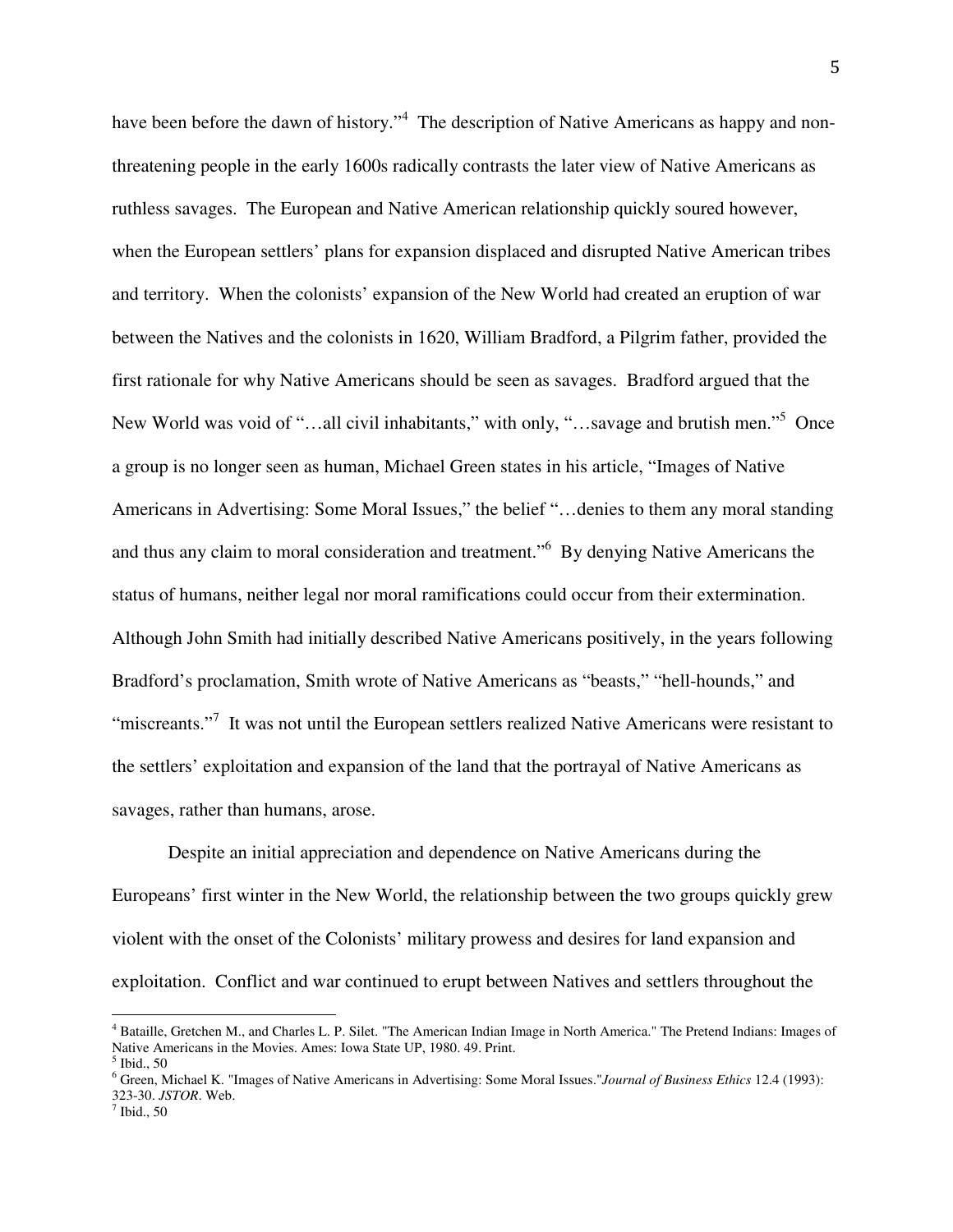have been before the dawn of history."[4] The description of Native Americans as happy and non-threatening people in the early 1600s radically contrasts the later view of Native Americans as ruthless savages. The European and Native American relationship quickly soured however, when the European settlers' plans for expansion displaced and disrupted Native American tribes and territory. When the colonists' expansion of the New World had created an eruption of war between the Natives and the colonists in 1620, William Bradford, a Pilgrim father, provided the first rationale for why Native Americans should be seen as savages. Bradford argued that the New World was void of "…all civil inhabitants," with only, "…savage and brutish men."[5] Once a group is no longer seen as human, Michael Green states in his article, "Images of Native Americans in Advertising: Some Moral Issues," the belief "…denies to them any moral standing and thus any claim to moral consideration and treatment."[6] By denying Native Americans the status of humans, neither legal nor moral ramifications could occur from their extermination. Although John Smith had initially described Native Americans positively, in the years following Bradford's proclamation, Smith wrote of Native Americans as "beasts," "hell-hounds," and "miscreants."[7] It was not until the European settlers realized Native Americans were resistant to the settlers' exploitation and expansion of the land that the portrayal of Native Americans as savages, rather than humans, arose.

Despite an initial appreciation and dependence on Native Americans during the Europeans' first winter in the New World, the relationship between the two groups quickly grew violent with the onset of the Colonists' military prowess and desires for land expansion and exploitation. Conflict and war continued to erupt between Natives and settlers throughout the

---

[4] Bataille, Gretchen M., and Charles L. P. Silet. "The American Indian Image in North America." The Pretend Indians: Images of Native Americans in the Movies. Ames: Iowa State UP, 1980. 49. Print.

[5] Ibid., 50

[6] Green, Michael K. "Images of Native Americans in Advertising: Some Moral Issues."*Journal of Business Ethics* 12.4 (1993): 323-30. *JSTOR*. Web.

[7] Ibid., 50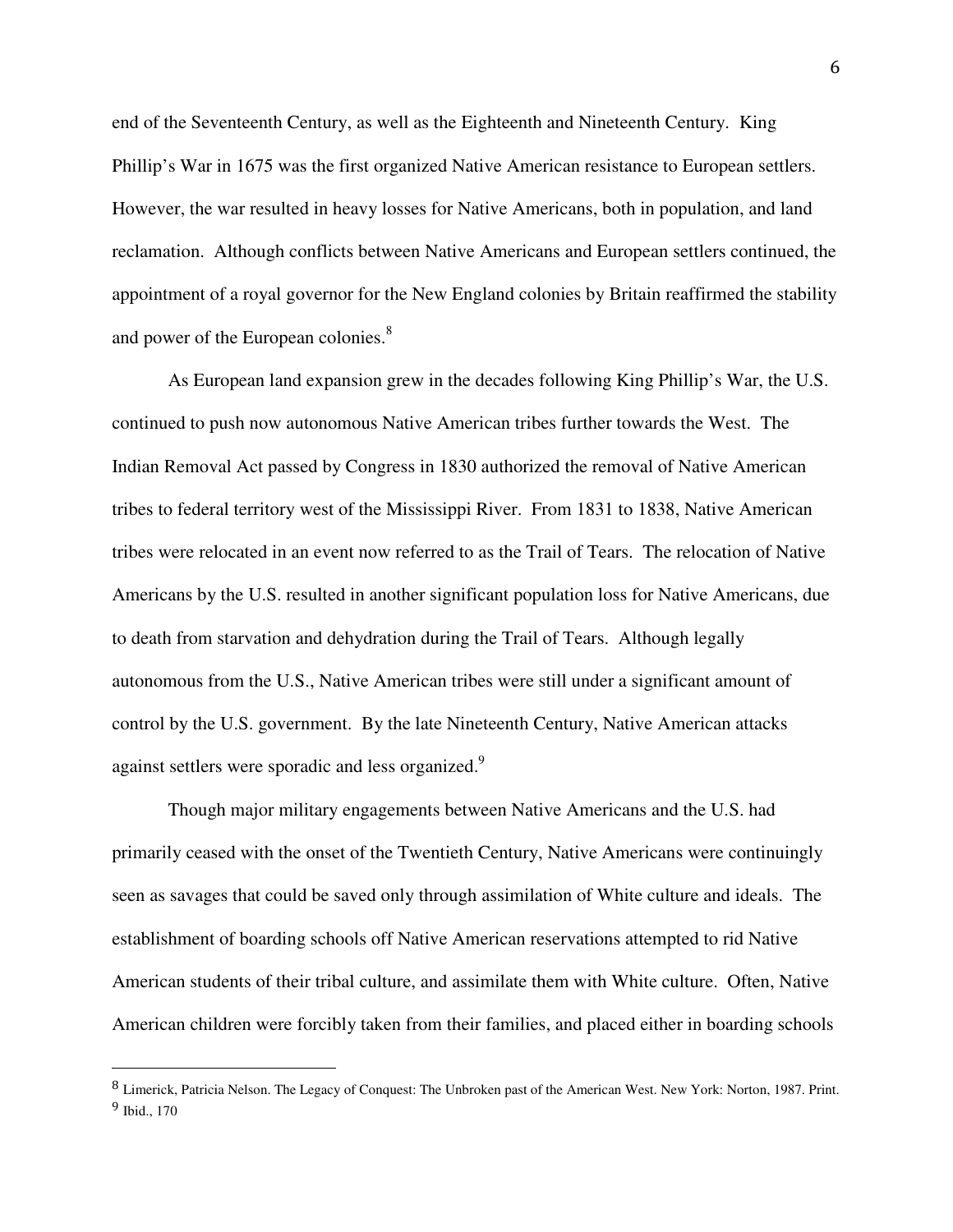end of the Seventeenth Century, as well as the Eighteenth and Nineteenth Century. King Phillip's War in 1675 was the first organized Native American resistance to European settlers. However, the war resulted in heavy losses for Native Americans, both in population, and land reclamation. Although conflicts between Native Americans and European settlers continued, the appointment of a royal governor for the New England colonies by Britain reaffirmed the stability and power of the European colonies.[8]

As European land expansion grew in the decades following King Phillip's War, the U.S. continued to push now autonomous Native American tribes further towards the West. The Indian Removal Act passed by Congress in 1830 authorized the removal of Native American tribes to federal territory west of the Mississippi River. From 1831 to 1838, Native American tribes were relocated in an event now referred to as the Trail of Tears. The relocation of Native Americans by the U.S. resulted in another significant population loss for Native Americans, due to death from starvation and dehydration during the Trail of Tears. Although legally autonomous from the U.S., Native American tribes were still under a significant amount of control by the U.S. government. By the late Nineteenth Century, Native American attacks against settlers were sporadic and less organized.[9]

Though major military engagements between Native Americans and the U.S. had primarily ceased with the onset of the Twentieth Century, Native Americans were continuingly seen as savages that could be saved only through assimilation of White culture and ideals. The establishment of boarding schools off Native American reservations attempted to rid Native American students of their tribal culture, and assimilate them with White culture. Often, Native American children were forcibly taken from their families, and placed either in boarding schools

---

[8] Limerick, Patricia Nelson. The Legacy of Conquest: The Unbroken past of the American West. New York: Norton, 1987. Print.

[9] Ibid., 170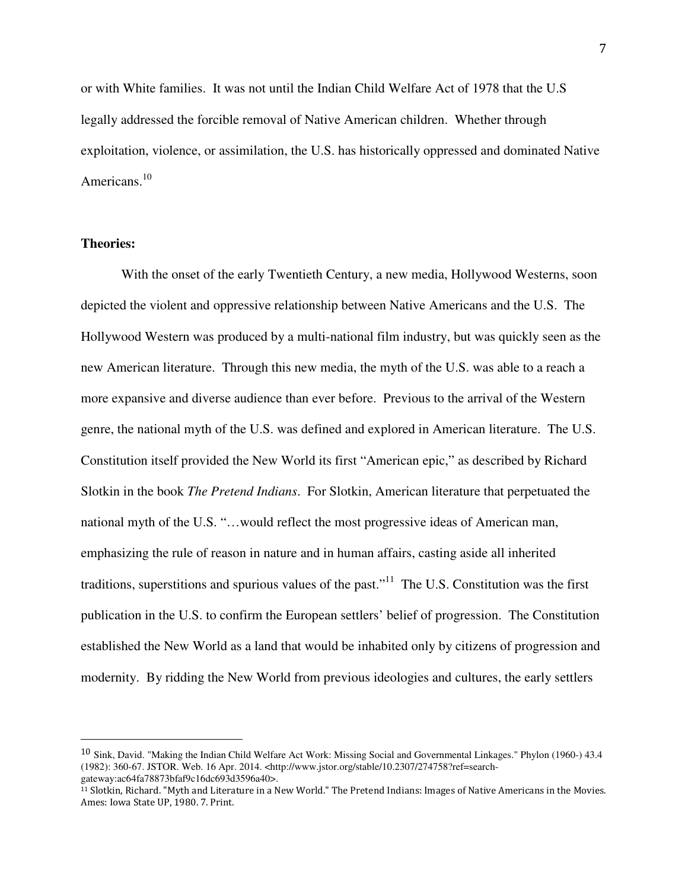or with White families. It was not until the Indian Child Welfare Act of 1978 that the U.S legally addressed the forcible removal of Native American children. Whether through exploitation, violence, or assimilation, the U.S. has historically oppressed and dominated Native Americans.[10]

**Theories:**

With the onset of the early Twentieth Century, a new media, Hollywood Westerns, soon depicted the violent and oppressive relationship between Native Americans and the U.S. The Hollywood Western was produced by a multi-national film industry, but was quickly seen as the new American literature. Through this new media, the myth of the U.S. was able to a reach a more expansive and diverse audience than ever before. Previous to the arrival of the Western genre, the national myth of the U.S. was defined and explored in American literature. The U.S. Constitution itself provided the New World its first "American epic," as described by Richard Slotkin in the book *The Pretend Indians*. For Slotkin, American literature that perpetuated the national myth of the U.S. "…would reflect the most progressive ideas of American man, emphasizing the rule of reason in nature and in human affairs, casting aside all inherited traditions, superstitions and spurious values of the past."[11] The U.S. Constitution was the first publication in the U.S. to confirm the European settlers' belief of progression. The Constitution established the New World as a land that would be inhabited only by citizens of progression and modernity. By ridding the New World from previous ideologies and cultures, the early settlers

---

[10] Sink, David. "Making the Indian Child Welfare Act Work: Missing Social and Governmental Linkages." Phylon (1960-) 43.4 (1982): 360-67. JSTOR. Web. 16 Apr. 2014. <http://www.jstor.org/stable/10.2307/274758?ref=search-gateway:ac64fa78873bfaf9c16dc693d3596a40>.

[11] Slotkin, Richard. "Myth and Literature in a New World." The Pretend Indians: Images of Native Americans in the Movies. Ames: Iowa State UP, 1980. 7. Print.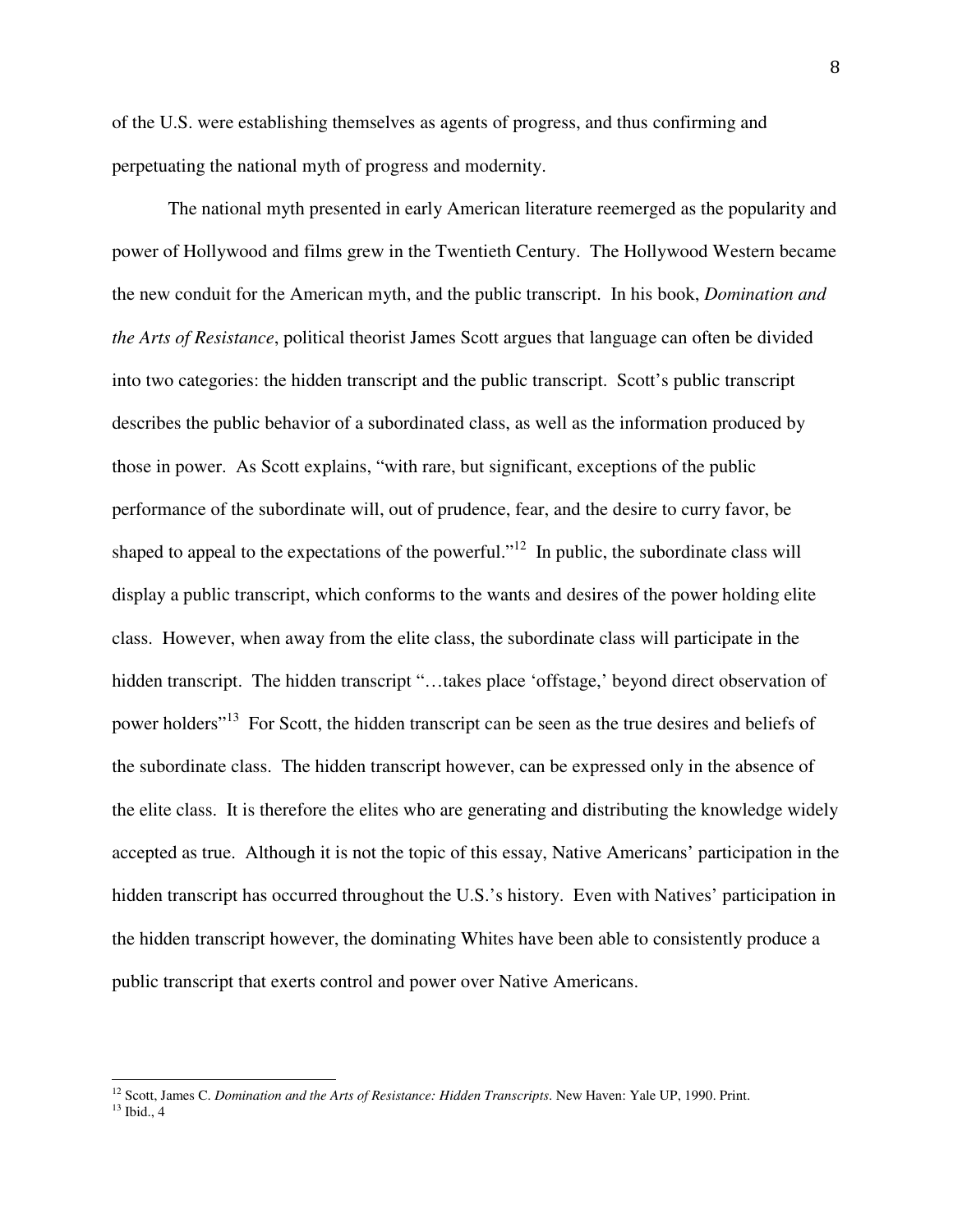of the U.S. were establishing themselves as agents of progress, and thus confirming and perpetuating the national myth of progress and modernity.

The national myth presented in early American literature reemerged as the popularity and power of Hollywood and films grew in the Twentieth Century. The Hollywood Western became the new conduit for the American myth, and the public transcript. In his book, *Domination and the Arts of Resistance*, political theorist James Scott argues that language can often be divided into two categories: the hidden transcript and the public transcript. Scott's public transcript describes the public behavior of a subordinated class, as well as the information produced by those in power. As Scott explains, "with rare, but significant, exceptions of the public performance of the subordinate will, out of prudence, fear, and the desire to curry favor, be shaped to appeal to the expectations of the powerful."[12] In public, the subordinate class will display a public transcript, which conforms to the wants and desires of the power holding elite class. However, when away from the elite class, the subordinate class will participate in the hidden transcript. The hidden transcript "…takes place 'offstage,' beyond direct observation of power holders"[13] For Scott, the hidden transcript can be seen as the true desires and beliefs of the subordinate class. The hidden transcript however, can be expressed only in the absence of the elite class. It is therefore the elites who are generating and distributing the knowledge widely accepted as true. Although it is not the topic of this essay, Native Americans' participation in the hidden transcript has occurred throughout the U.S.'s history. Even with Natives' participation in the hidden transcript however, the dominating Whites have been able to consistently produce a public transcript that exerts control and power over Native Americans.

---

[12] Scott, James C. *Domination and the Arts of Resistance: Hidden Transcripts*. New Haven: Yale UP, 1990. Print.

[13] Ibid., 4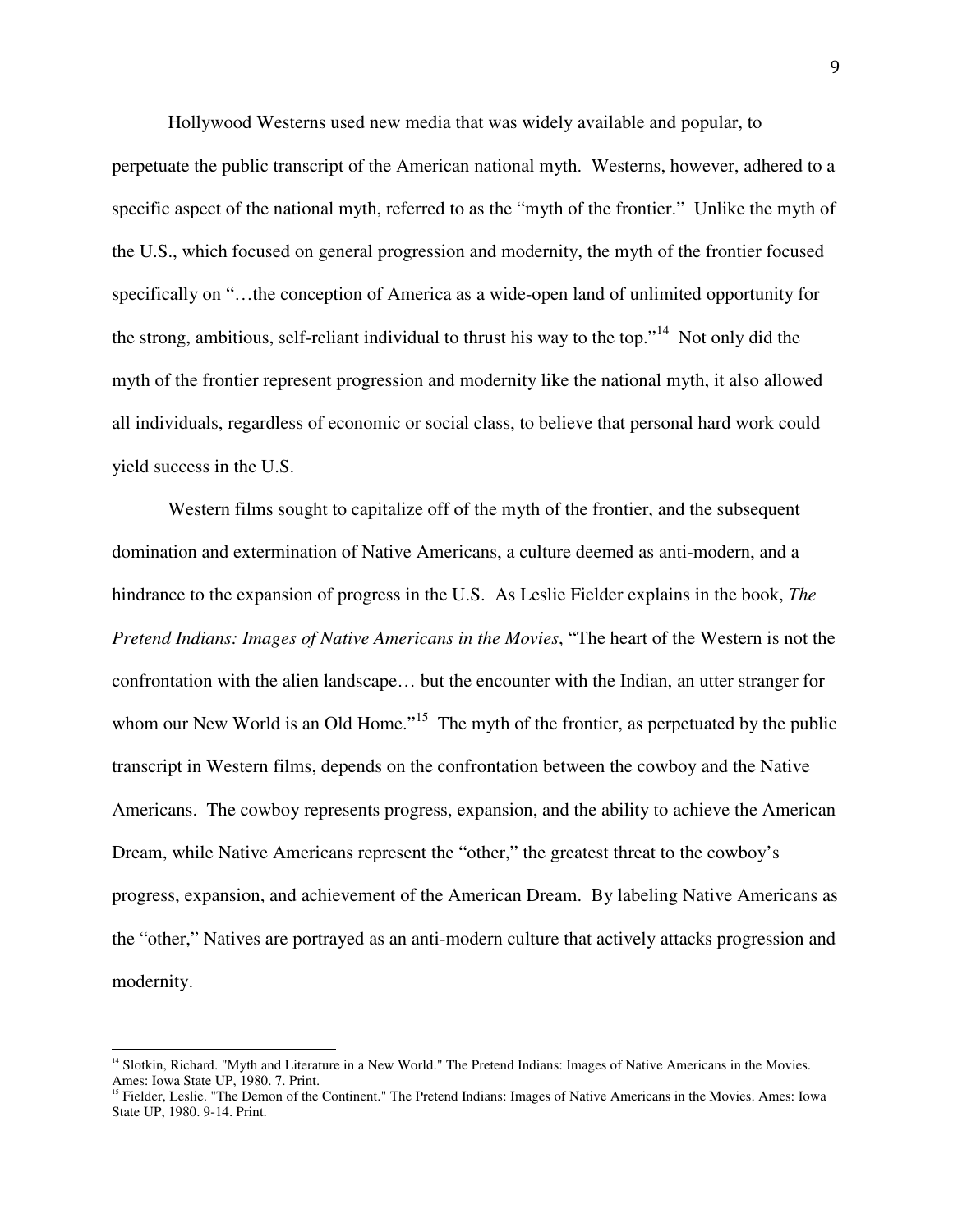Hollywood Westerns used new media that was widely available and popular, to perpetuate the public transcript of the American national myth. Westerns, however, adhered to a specific aspect of the national myth, referred to as the "myth of the frontier." Unlike the myth of the U.S., which focused on general progression and modernity, the myth of the frontier focused specifically on "…the conception of America as a wide-open land of unlimited opportunity for the strong, ambitious, self-reliant individual to thrust his way to the top."[14] Not only did the myth of the frontier represent progression and modernity like the national myth, it also allowed all individuals, regardless of economic or social class, to believe that personal hard work could yield success in the U.S.

Western films sought to capitalize off of the myth of the frontier, and the subsequent domination and extermination of Native Americans, a culture deemed as anti-modern, and a hindrance to the expansion of progress in the U.S. As Leslie Fielder explains in the book, *The Pretend Indians: Images of Native Americans in the Movies*, "The heart of the Western is not the confrontation with the alien landscape… but the encounter with the Indian, an utter stranger for whom our New World is an Old Home."[15] The myth of the frontier, as perpetuated by the public transcript in Western films, depends on the confrontation between the cowboy and the Native Americans. The cowboy represents progress, expansion, and the ability to achieve the American Dream, while Native Americans represent the "other," the greatest threat to the cowboy's progress, expansion, and achievement of the American Dream. By labeling Native Americans as the "other," Natives are portrayed as an anti-modern culture that actively attacks progression and modernity.

---

[14] Slotkin, Richard. "Myth and Literature in a New World." The Pretend Indians: Images of Native Americans in the Movies. Ames: Iowa State UP, 1980. 7. Print.

[15] Fielder, Leslie. "The Demon of the Continent." The Pretend Indians: Images of Native Americans in the Movies. Ames: Iowa State UP, 1980. 9-14. Print.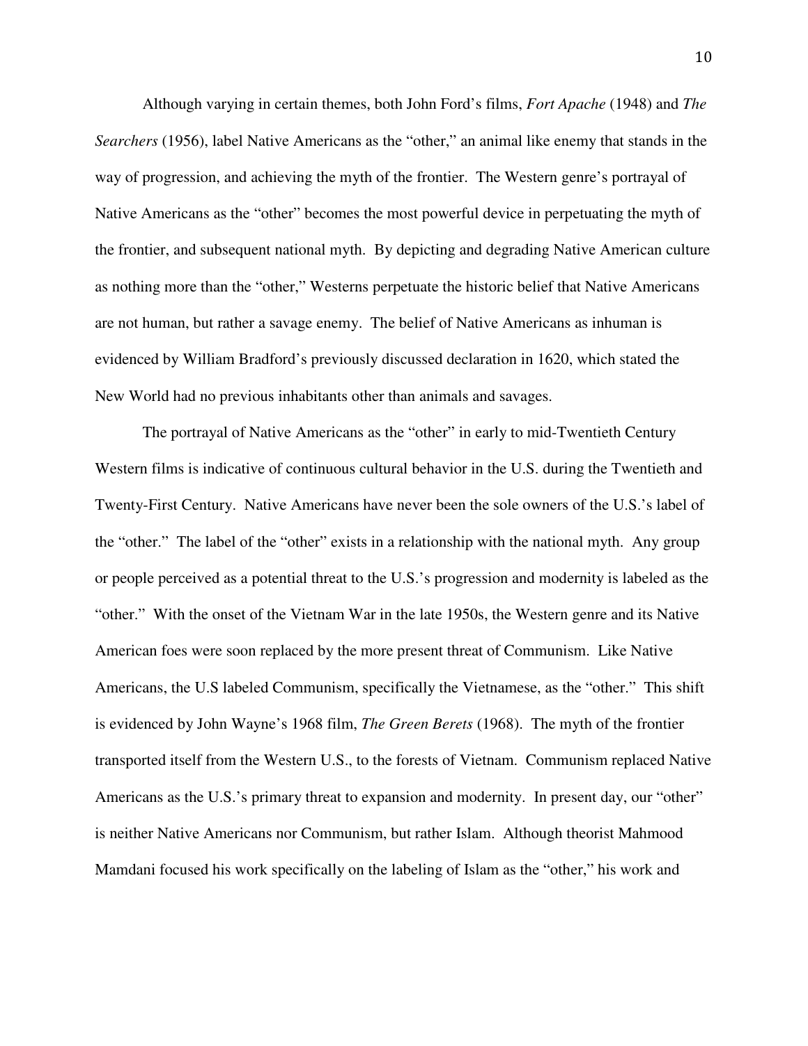Although varying in certain themes, both John Ford's films, *Fort Apache* (1948) and *The Searchers* (1956), label Native Americans as the "other," an animal like enemy that stands in the way of progression, and achieving the myth of the frontier. The Western genre's portrayal of Native Americans as the "other" becomes the most powerful device in perpetuating the myth of the frontier, and subsequent national myth. By depicting and degrading Native American culture as nothing more than the "other," Westerns perpetuate the historic belief that Native Americans are not human, but rather a savage enemy. The belief of Native Americans as inhuman is evidenced by William Bradford's previously discussed declaration in 1620, which stated the New World had no previous inhabitants other than animals and savages.

The portrayal of Native Americans as the "other" in early to mid-Twentieth Century Western films is indicative of continuous cultural behavior in the U.S. during the Twentieth and Twenty-First Century. Native Americans have never been the sole owners of the U.S.'s label of the "other." The label of the "other" exists in a relationship with the national myth. Any group or people perceived as a potential threat to the U.S.'s progression and modernity is labeled as the "other." With the onset of the Vietnam War in the late 1950s, the Western genre and its Native American foes were soon replaced by the more present threat of Communism. Like Native Americans, the U.S labeled Communism, specifically the Vietnamese, as the "other." This shift is evidenced by John Wayne's 1968 film, *The Green Berets* (1968). The myth of the frontier transported itself from the Western U.S., to the forests of Vietnam. Communism replaced Native Americans as the U.S.'s primary threat to expansion and modernity. In present day, our "other" is neither Native Americans nor Communism, but rather Islam. Although theorist Mahmood Mamdani focused his work specifically on the labeling of Islam as the "other," his work and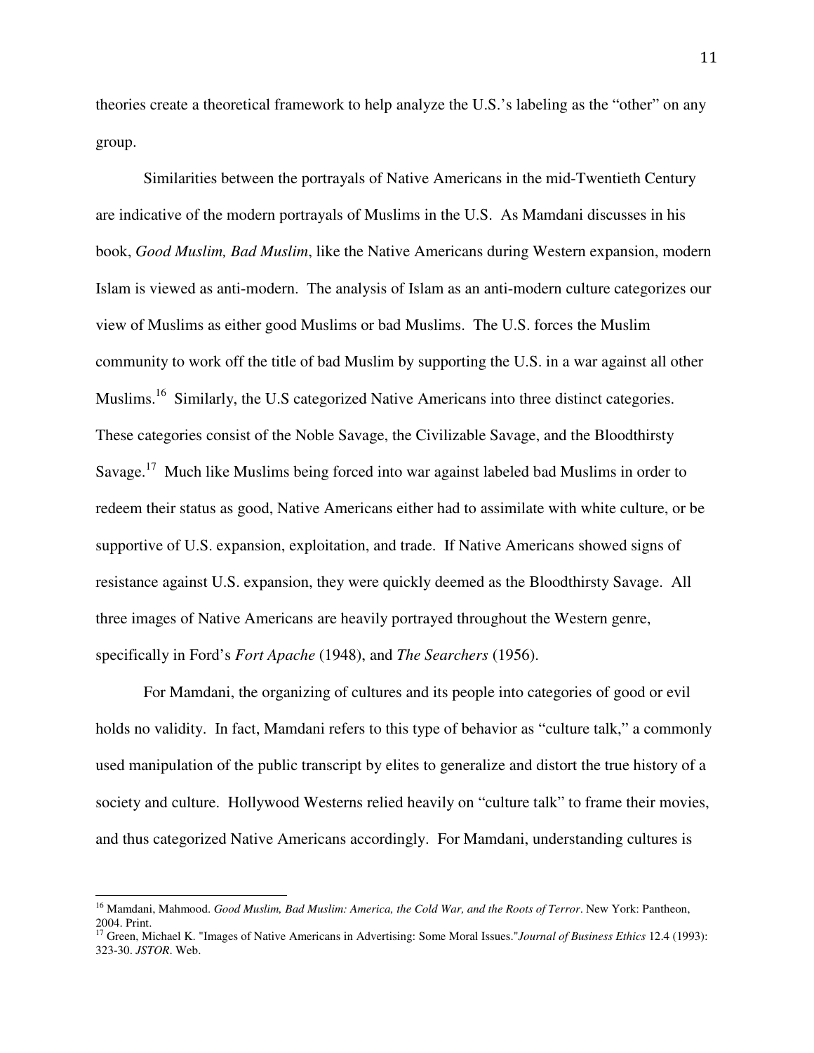theories create a theoretical framework to help analyze the U.S.'s labeling as the "other" on any group.

Similarities between the portrayals of Native Americans in the mid-Twentieth Century are indicative of the modern portrayals of Muslims in the U.S. As Mamdani discusses in his book, *Good Muslim, Bad Muslim*, like the Native Americans during Western expansion, modern Islam is viewed as anti-modern. The analysis of Islam as an anti-modern culture categorizes our view of Muslims as either good Muslims or bad Muslims. The U.S. forces the Muslim community to work off the title of bad Muslim by supporting the U.S. in a war against all other Muslims.[16] Similarly, the U.S categorized Native Americans into three distinct categories. These categories consist of the Noble Savage, the Civilizable Savage, and the Bloodthirsty Savage.[17] Much like Muslims being forced into war against labeled bad Muslims in order to redeem their status as good, Native Americans either had to assimilate with white culture, or be supportive of U.S. expansion, exploitation, and trade. If Native Americans showed signs of resistance against U.S. expansion, they were quickly deemed as the Bloodthirsty Savage. All three images of Native Americans are heavily portrayed throughout the Western genre, specifically in Ford's *Fort Apache* (1948), and *The Searchers* (1956).

For Mamdani, the organizing of cultures and its people into categories of good or evil holds no validity. In fact, Mamdani refers to this type of behavior as "culture talk," a commonly used manipulation of the public transcript by elites to generalize and distort the true history of a society and culture. Hollywood Westerns relied heavily on "culture talk" to frame their movies, and thus categorized Native Americans accordingly. For Mamdani, understanding cultures is

---

[16] Mamdani, Mahmood. *Good Muslim, Bad Muslim: America, the Cold War, and the Roots of Terror*. New York: Pantheon, 2004. Print.

[17] Green, Michael K. "Images of Native Americans in Advertising: Some Moral Issues."*Journal of Business Ethics* 12.4 (1993): 323-30. *JSTOR*. Web.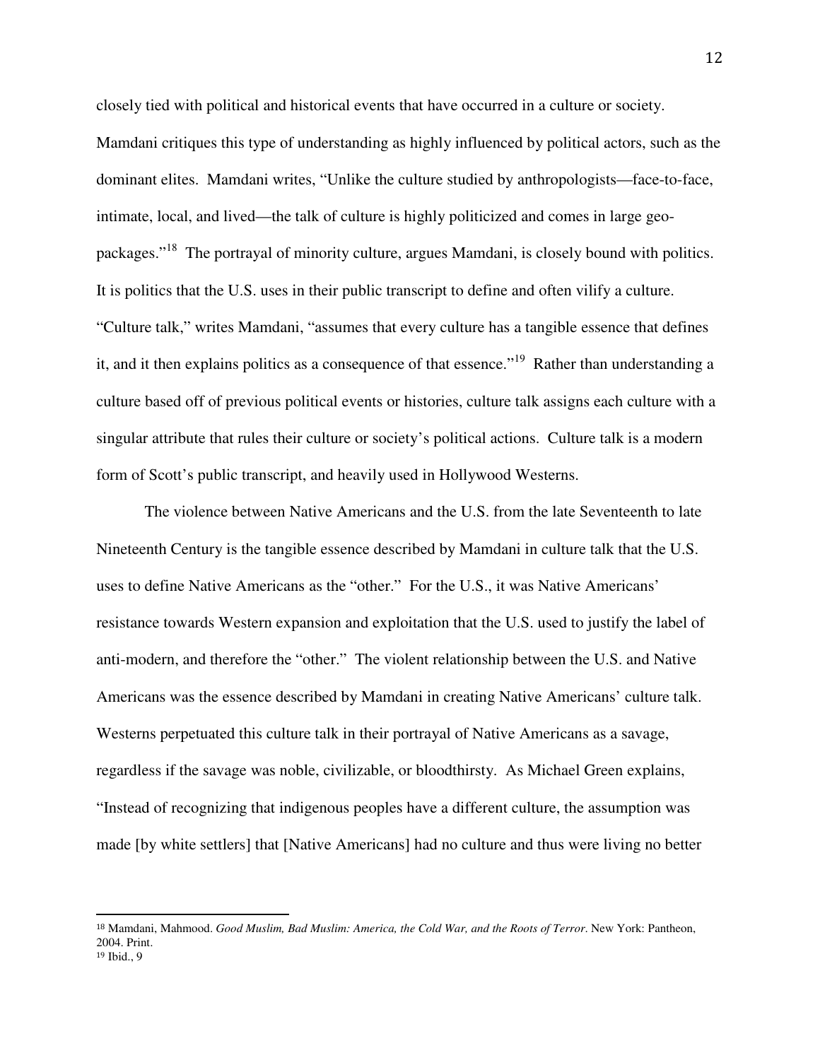closely tied with political and historical events that have occurred in a culture or society. Mamdani critiques this type of understanding as highly influenced by political actors, such as the dominant elites. Mamdani writes, "Unlike the culture studied by anthropologists—face-to-face, intimate, local, and lived—the talk of culture is highly politicized and comes in large geo-packages."[18] The portrayal of minority culture, argues Mamdani, is closely bound with politics. It is politics that the U.S. uses in their public transcript to define and often vilify a culture. "Culture talk," writes Mamdani, "assumes that every culture has a tangible essence that defines it, and it then explains politics as a consequence of that essence."[19] Rather than understanding a culture based off of previous political events or histories, culture talk assigns each culture with a singular attribute that rules their culture or society's political actions. Culture talk is a modern form of Scott's public transcript, and heavily used in Hollywood Westerns.

The violence between Native Americans and the U.S. from the late Seventeenth to late Nineteenth Century is the tangible essence described by Mamdani in culture talk that the U.S. uses to define Native Americans as the "other." For the U.S., it was Native Americans' resistance towards Western expansion and exploitation that the U.S. used to justify the label of anti-modern, and therefore the "other." The violent relationship between the U.S. and Native Americans was the essence described by Mamdani in creating Native Americans' culture talk. Westerns perpetuated this culture talk in their portrayal of Native Americans as a savage, regardless if the savage was noble, civilizable, or bloodthirsty. As Michael Green explains, "Instead of recognizing that indigenous peoples have a different culture, the assumption was made [by white settlers] that [Native Americans] had no culture and thus were living no better

---

[18] Mamdani, Mahmood. *Good Muslim, Bad Muslim: America, the Cold War, and the Roots of Terror*. New York: Pantheon, 2004. Print.

[19] Ibid., 9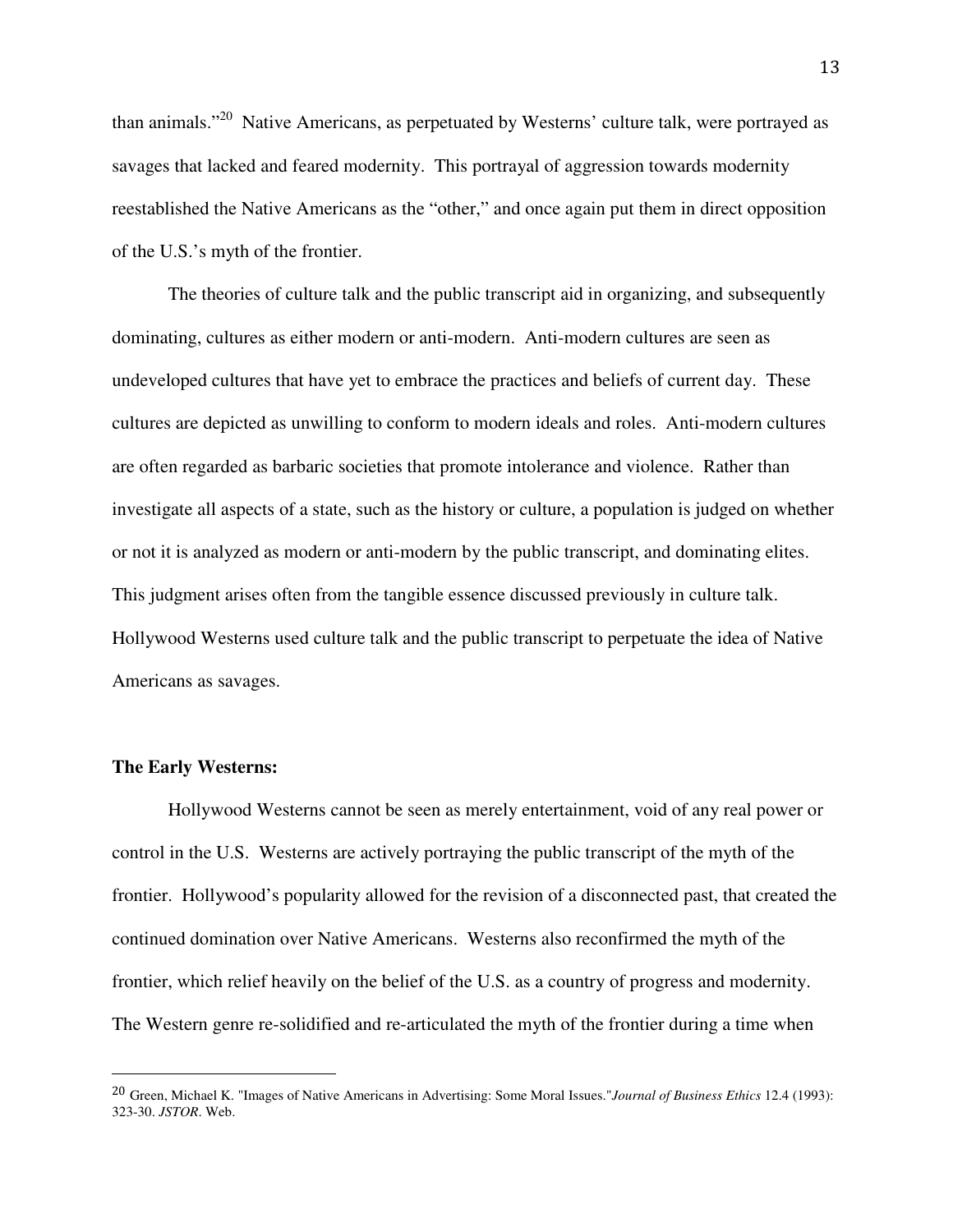than animals."[20] Native Americans, as perpetuated by Westerns' culture talk, were portrayed as savages that lacked and feared modernity. This portrayal of aggression towards modernity reestablished the Native Americans as the "other," and once again put them in direct opposition of the U.S.'s myth of the frontier.

The theories of culture talk and the public transcript aid in organizing, and subsequently dominating, cultures as either modern or anti-modern. Anti-modern cultures are seen as undeveloped cultures that have yet to embrace the practices and beliefs of current day. These cultures are depicted as unwilling to conform to modern ideals and roles. Anti-modern cultures are often regarded as barbaric societies that promote intolerance and violence. Rather than investigate all aspects of a state, such as the history or culture, a population is judged on whether or not it is analyzed as modern or anti-modern by the public transcript, and dominating elites. This judgment arises often from the tangible essence discussed previously in culture talk. Hollywood Westerns used culture talk and the public transcript to perpetuate the idea of Native Americans as savages.

**The Early Westerns:**

Hollywood Westerns cannot be seen as merely entertainment, void of any real power or control in the U.S. Westerns are actively portraying the public transcript of the myth of the frontier. Hollywood's popularity allowed for the revision of a disconnected past, that created the continued domination over Native Americans. Westerns also reconfirmed the myth of the frontier, which relief heavily on the belief of the U.S. as a country of progress and modernity. The Western genre re-solidified and re-articulated the myth of the frontier during a time when

---

[20] Green, Michael K. "Images of Native Americans in Advertising: Some Moral Issues."*Journal of Business Ethics* 12.4 (1993): 323-30. *JSTOR*. Web.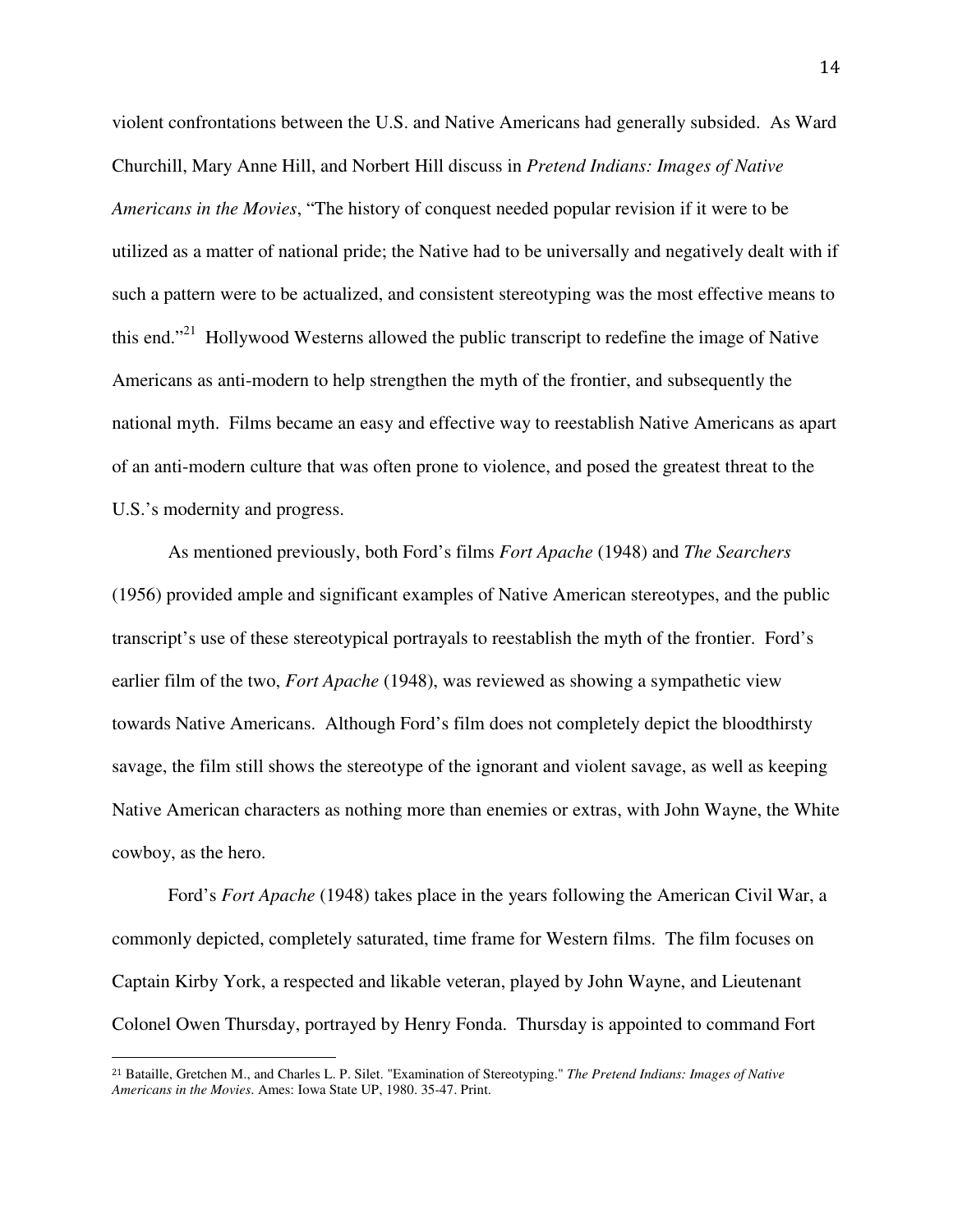violent confrontations between the U.S. and Native Americans had generally subsided. As Ward Churchill, Mary Anne Hill, and Norbert Hill discuss in *Pretend Indians: Images of Native Americans in the Movies*, "The history of conquest needed popular revision if it were to be utilized as a matter of national pride; the Native had to be universally and negatively dealt with if such a pattern were to be actualized, and consistent stereotyping was the most effective means to this end."[21] Hollywood Westerns allowed the public transcript to redefine the image of Native Americans as anti-modern to help strengthen the myth of the frontier, and subsequently the national myth. Films became an easy and effective way to reestablish Native Americans as apart of an anti-modern culture that was often prone to violence, and posed the greatest threat to the U.S.'s modernity and progress.

As mentioned previously, both Ford's films *Fort Apache* (1948) and *The Searchers* (1956) provided ample and significant examples of Native American stereotypes, and the public transcript's use of these stereotypical portrayals to reestablish the myth of the frontier. Ford's earlier film of the two, *Fort Apache* (1948), was reviewed as showing a sympathetic view towards Native Americans. Although Ford's film does not completely depict the bloodthirsty savage, the film still shows the stereotype of the ignorant and violent savage, as well as keeping Native American characters as nothing more than enemies or extras, with John Wayne, the White cowboy, as the hero.

Ford's *Fort Apache* (1948) takes place in the years following the American Civil War, a commonly depicted, completely saturated, time frame for Western films. The film focuses on Captain Kirby York, a respected and likable veteran, played by John Wayne, and Lieutenant Colonel Owen Thursday, portrayed by Henry Fonda. Thursday is appointed to command Fort

---

[21] Bataille, Gretchen M., and Charles L. P. Silet. "Examination of Stereotyping." *The Pretend Indians: Images of Native Americans in the Movies*. Ames: Iowa State UP, 1980. 35-47. Print.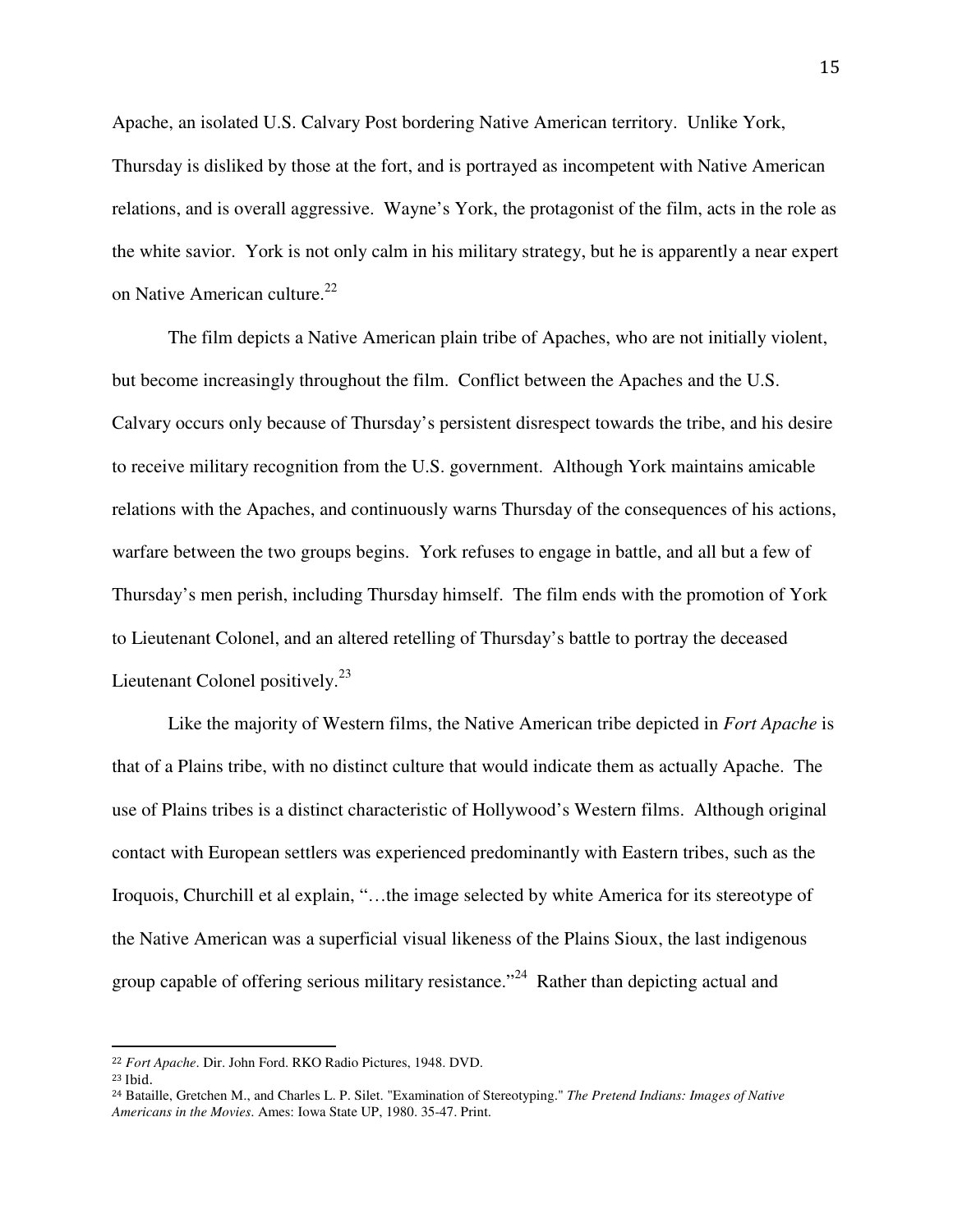Apache, an isolated U.S. Calvary Post bordering Native American territory. Unlike York, Thursday is disliked by those at the fort, and is portrayed as incompetent with Native American relations, and is overall aggressive. Wayne's York, the protagonist of the film, acts in the role as the white savior. York is not only calm in his military strategy, but he is apparently a near expert on Native American culture.[22]

The film depicts a Native American plain tribe of Apaches, who are not initially violent, but become increasingly throughout the film. Conflict between the Apaches and the U.S. Calvary occurs only because of Thursday's persistent disrespect towards the tribe, and his desire to receive military recognition from the U.S. government. Although York maintains amicable relations with the Apaches, and continuously warns Thursday of the consequences of his actions, warfare between the two groups begins. York refuses to engage in battle, and all but a few of Thursday's men perish, including Thursday himself. The film ends with the promotion of York to Lieutenant Colonel, and an altered retelling of Thursday's battle to portray the deceased Lieutenant Colonel positively.[23]

Like the majority of Western films, the Native American tribe depicted in *Fort Apache* is that of a Plains tribe, with no distinct culture that would indicate them as actually Apache. The use of Plains tribes is a distinct characteristic of Hollywood's Western films. Although original contact with European settlers was experienced predominantly with Eastern tribes, such as the Iroquois, Churchill et al explain, "…the image selected by white America for its stereotype of the Native American was a superficial visual likeness of the Plains Sioux, the last indigenous group capable of offering serious military resistance."[24] Rather than depicting actual and

---

[22] *Fort Apache*. Dir. John Ford. RKO Radio Pictures, 1948. DVD.

[23] Ibid.

[24] Bataille, Gretchen M., and Charles L. P. Silet. "Examination of Stereotyping." *The Pretend Indians: Images of Native Americans in the Movies*. Ames: Iowa State UP, 1980. 35-47. Print.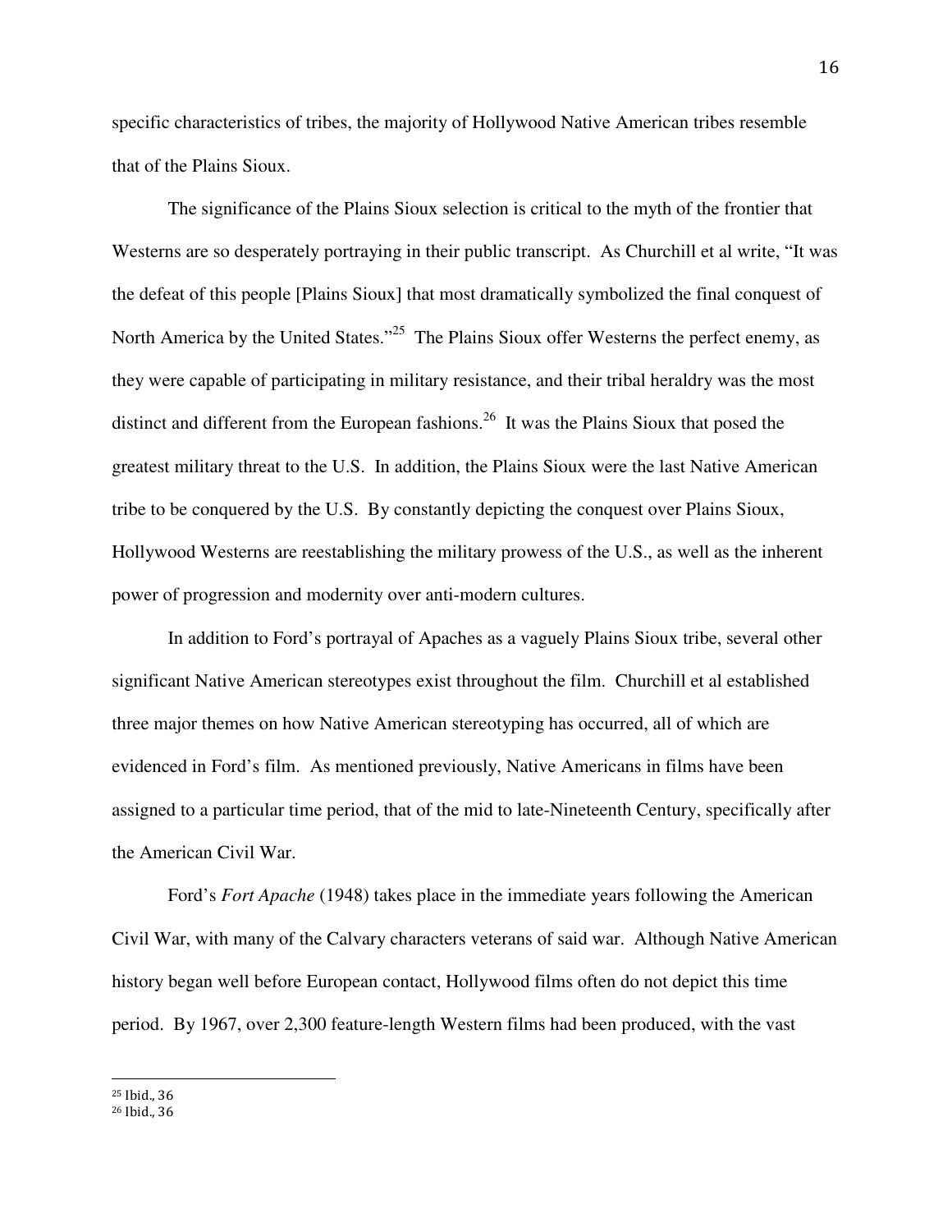specific characteristics of tribes, the majority of Hollywood Native American tribes resemble that of the Plains Sioux.

The significance of the Plains Sioux selection is critical to the myth of the frontier that Westerns are so desperately portraying in their public transcript. As Churchill et al write, "It was the defeat of this people [Plains Sioux] that most dramatically symbolized the final conquest of North America by the United States."[25] The Plains Sioux offer Westerns the perfect enemy, as they were capable of participating in military resistance, and their tribal heraldry was the most distinct and different from the European fashions.[26] It was the Plains Sioux that posed the greatest military threat to the U.S. In addition, the Plains Sioux were the last Native American tribe to be conquered by the U.S. By constantly depicting the conquest over Plains Sioux, Hollywood Westerns are reestablishing the military prowess of the U.S., as well as the inherent power of progression and modernity over anti-modern cultures.

In addition to Ford's portrayal of Apaches as a vaguely Plains Sioux tribe, several other significant Native American stereotypes exist throughout the film. Churchill et al established three major themes on how Native American stereotyping has occurred, all of which are evidenced in Ford's film. As mentioned previously, Native Americans in films have been assigned to a particular time period, that of the mid to late-Nineteenth Century, specifically after the American Civil War.

Ford's *Fort Apache* (1948) takes place in the immediate years following the American Civil War, with many of the Calvary characters veterans of said war. Although Native American history began well before European contact, Hollywood films often do not depict this time period. By 1967, over 2,300 feature-length Western films had been produced, with the vast

---

[25] Ibid., 36

[26] Ibid., 36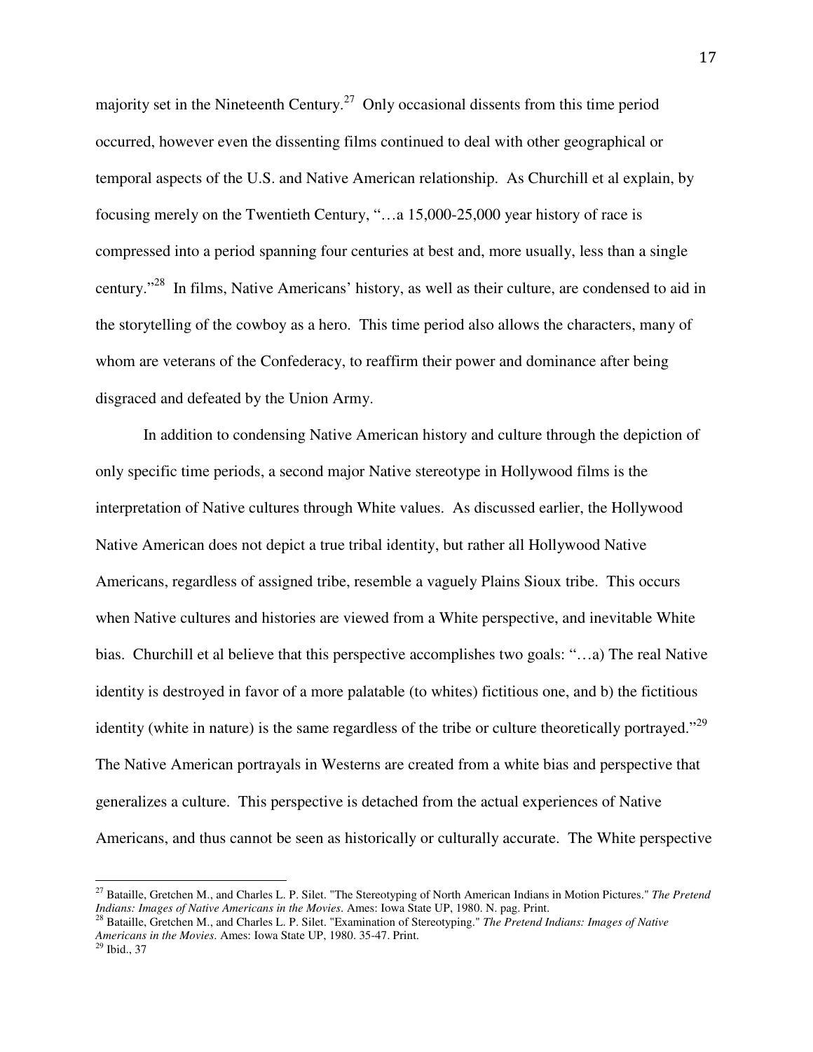majority set in the Nineteenth Century.[27] Only occasional dissents from this time period occurred, however even the dissenting films continued to deal with other geographical or temporal aspects of the U.S. and Native American relationship. As Churchill et al explain, by focusing merely on the Twentieth Century, "…a 15,000-25,000 year history of race is compressed into a period spanning four centuries at best and, more usually, less than a single century."[28] In films, Native Americans' history, as well as their culture, are condensed to aid in the storytelling of the cowboy as a hero. This time period also allows the characters, many of whom are veterans of the Confederacy, to reaffirm their power and dominance after being disgraced and defeated by the Union Army.

In addition to condensing Native American history and culture through the depiction of only specific time periods, a second major Native stereotype in Hollywood films is the interpretation of Native cultures through White values. As discussed earlier, the Hollywood Native American does not depict a true tribal identity, but rather all Hollywood Native Americans, regardless of assigned tribe, resemble a vaguely Plains Sioux tribe. This occurs when Native cultures and histories are viewed from a White perspective, and inevitable White bias. Churchill et al believe that this perspective accomplishes two goals: "…a) The real Native identity is destroyed in favor of a more palatable (to whites) fictitious one, and b) the fictitious identity (white in nature) is the same regardless of the tribe or culture theoretically portrayed."[29] The Native American portrayals in Westerns are created from a white bias and perspective that generalizes a culture. This perspective is detached from the actual experiences of Native Americans, and thus cannot be seen as historically or culturally accurate. The White perspective

---

[27] Bataille, Gretchen M., and Charles L. P. Silet. "The Stereotyping of North American Indians in Motion Pictures." *The Pretend Indians: Images of Native Americans in the Movies*. Ames: Iowa State UP, 1980. N. pag. Print.

[28] Bataille, Gretchen M., and Charles L. P. Silet. "Examination of Stereotyping." *The Pretend Indians: Images of Native Americans in the Movies*. Ames: Iowa State UP, 1980. 35-47. Print.

[29] Ibid., 37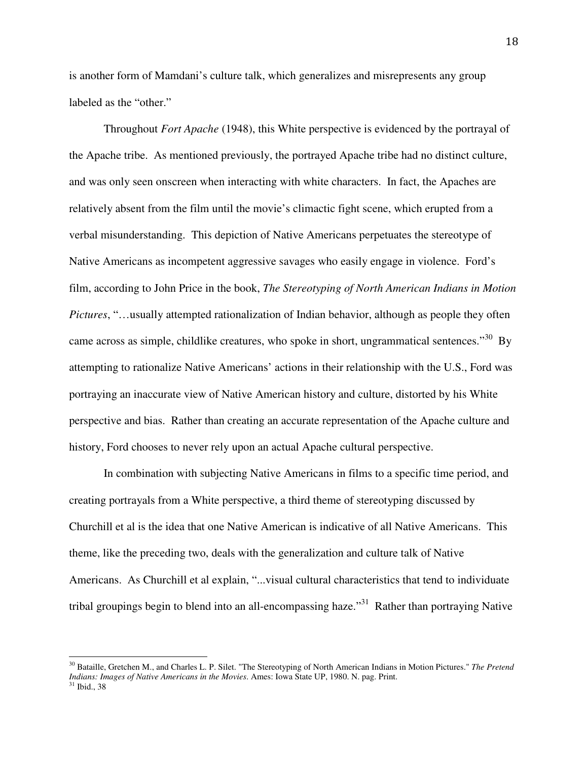is another form of Mamdani's culture talk, which generalizes and misrepresents any group labeled as the "other."

Throughout *Fort Apache* (1948), this White perspective is evidenced by the portrayal of the Apache tribe. As mentioned previously, the portrayed Apache tribe had no distinct culture, and was only seen onscreen when interacting with white characters. In fact, the Apaches are relatively absent from the film until the movie's climactic fight scene, which erupted from a verbal misunderstanding. This depiction of Native Americans perpetuates the stereotype of Native Americans as incompetent aggressive savages who easily engage in violence. Ford's film, according to John Price in the book, *The Stereotyping of North American Indians in Motion Pictures*, "…usually attempted rationalization of Indian behavior, although as people they often came across as simple, childlike creatures, who spoke in short, ungrammatical sentences."[30] By attempting to rationalize Native Americans' actions in their relationship with the U.S., Ford was portraying an inaccurate view of Native American history and culture, distorted by his White perspective and bias. Rather than creating an accurate representation of the Apache culture and history, Ford chooses to never rely upon an actual Apache cultural perspective.

In combination with subjecting Native Americans in films to a specific time period, and creating portrayals from a White perspective, a third theme of stereotyping discussed by Churchill et al is the idea that one Native American is indicative of all Native Americans. This theme, like the preceding two, deals with the generalization and culture talk of Native Americans. As Churchill et al explain, "...visual cultural characteristics that tend to individuate tribal groupings begin to blend into an all-encompassing haze."[31] Rather than portraying Native

---

[30] Bataille, Gretchen M., and Charles L. P. Silet. "The Stereotyping of North American Indians in Motion Pictures." *The Pretend Indians: Images of Native Americans in the Movies*. Ames: Iowa State UP, 1980. N. pag. Print.

[31] Ibid., 38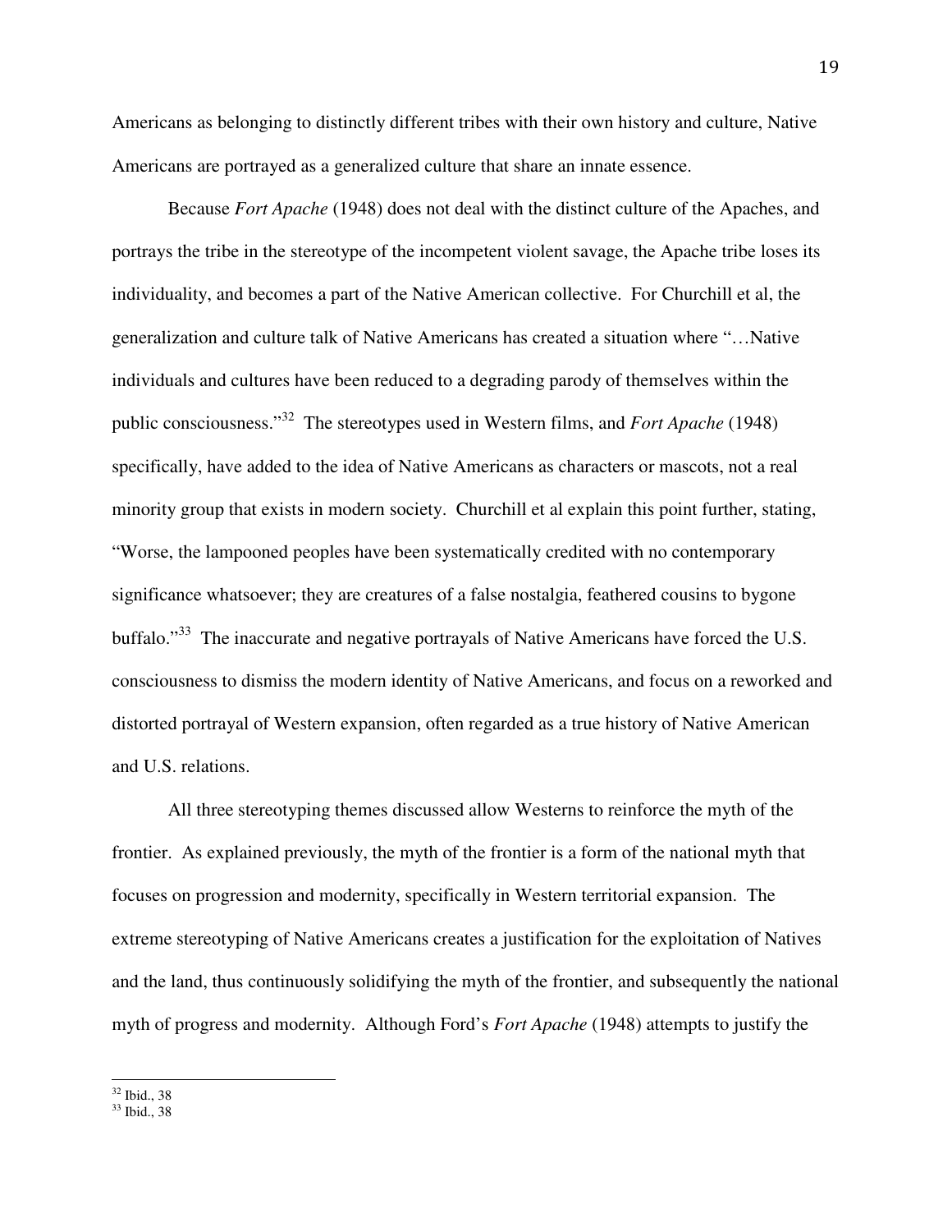Americans as belonging to distinctly different tribes with their own history and culture, Native Americans are portrayed as a generalized culture that share an innate essence.

Because *Fort Apache* (1948) does not deal with the distinct culture of the Apaches, and portrays the tribe in the stereotype of the incompetent violent savage, the Apache tribe loses its individuality, and becomes a part of the Native American collective. For Churchill et al, the generalization and culture talk of Native Americans has created a situation where "…Native individuals and cultures have been reduced to a degrading parody of themselves within the public consciousness."[32] The stereotypes used in Western films, and *Fort Apache* (1948) specifically, have added to the idea of Native Americans as characters or mascots, not a real minority group that exists in modern society. Churchill et al explain this point further, stating, "Worse, the lampooned peoples have been systematically credited with no contemporary significance whatsoever; they are creatures of a false nostalgia, feathered cousins to bygone buffalo."[33] The inaccurate and negative portrayals of Native Americans have forced the U.S. consciousness to dismiss the modern identity of Native Americans, and focus on a reworked and distorted portrayal of Western expansion, often regarded as a true history of Native American and U.S. relations.

All three stereotyping themes discussed allow Westerns to reinforce the myth of the frontier. As explained previously, the myth of the frontier is a form of the national myth that focuses on progression and modernity, specifically in Western territorial expansion. The extreme stereotyping of Native Americans creates a justification for the exploitation of Natives and the land, thus continuously solidifying the myth of the frontier, and subsequently the national myth of progress and modernity. Although Ford's *Fort Apache* (1948) attempts to justify the

---

[32] Ibid., 38

[33] Ibid., 38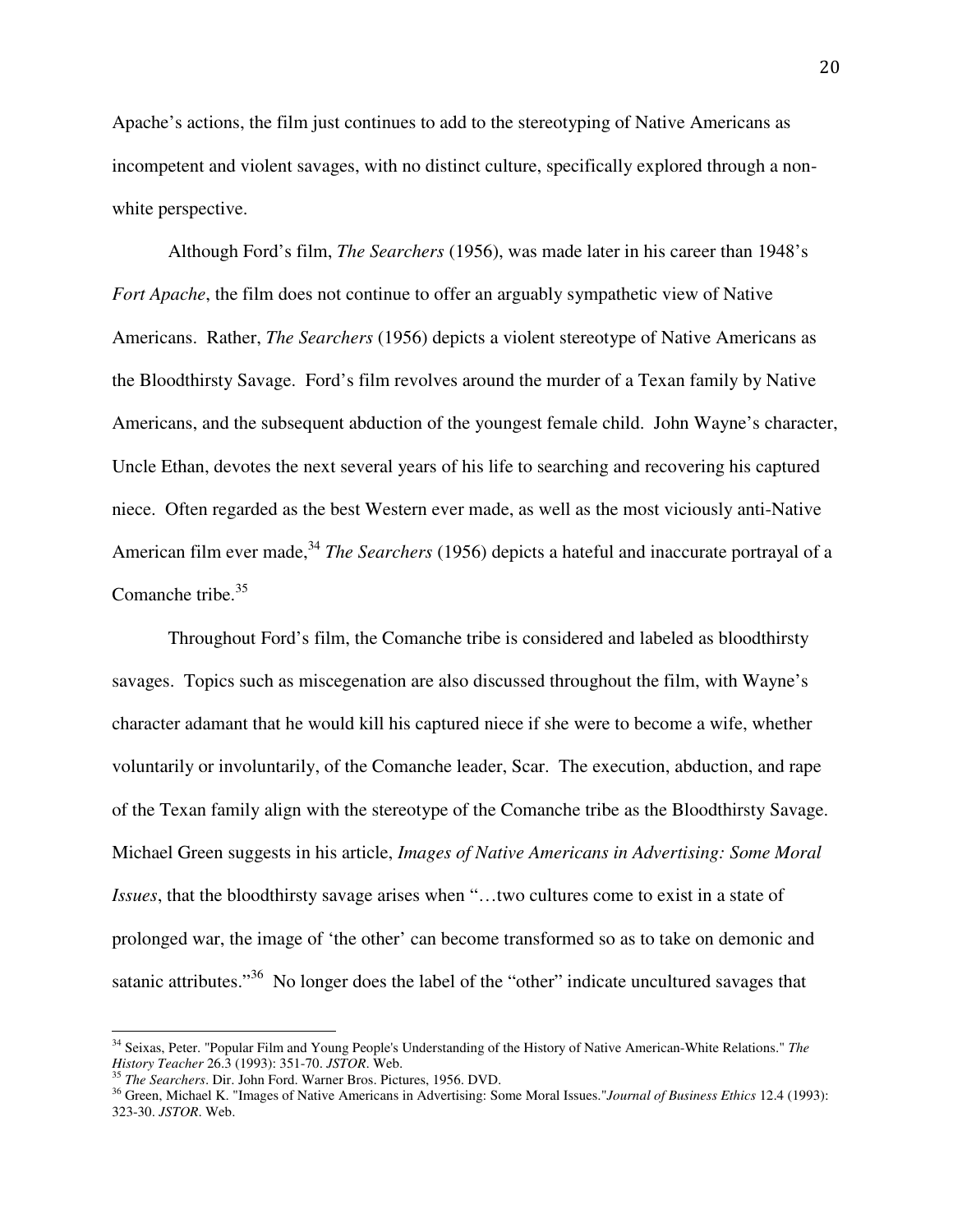Apache's actions, the film just continues to add to the stereotyping of Native Americans as incompetent and violent savages, with no distinct culture, specifically explored through a non-white perspective.

Although Ford's film, *The Searchers* (1956), was made later in his career than 1948's *Fort Apache*, the film does not continue to offer an arguably sympathetic view of Native Americans. Rather, *The Searchers* (1956) depicts a violent stereotype of Native Americans as the Bloodthirsty Savage. Ford's film revolves around the murder of a Texan family by Native Americans, and the subsequent abduction of the youngest female child. John Wayne's character, Uncle Ethan, devotes the next several years of his life to searching and recovering his captured niece. Often regarded as the best Western ever made, as well as the most viciously anti-Native American film ever made,[34] *The Searchers* (1956) depicts a hateful and inaccurate portrayal of a Comanche tribe.[35]

Throughout Ford's film, the Comanche tribe is considered and labeled as bloodthirsty savages. Topics such as miscegenation are also discussed throughout the film, with Wayne's character adamant that he would kill his captured niece if she were to become a wife, whether voluntarily or involuntarily, of the Comanche leader, Scar. The execution, abduction, and rape of the Texan family align with the stereotype of the Comanche tribe as the Bloodthirsty Savage. Michael Green suggests in his article, *Images of Native Americans in Advertising: Some Moral Issues*, that the bloodthirsty savage arises when "…two cultures come to exist in a state of prolonged war, the image of 'the other' can become transformed so as to take on demonic and satanic attributes."[36] No longer does the label of the "other" indicate uncultured savages that

---

[34] Seixas, Peter. "Popular Film and Young People's Understanding of the History of Native American-White Relations." *The History Teacher* 26.3 (1993): 351-70. *JSTOR*. Web.

[35] *The Searchers*. Dir. John Ford. Warner Bros. Pictures, 1956. DVD.

[36] Green, Michael K. "Images of Native Americans in Advertising: Some Moral Issues."*Journal of Business Ethics* 12.4 (1993): 323-30. *JSTOR*. Web.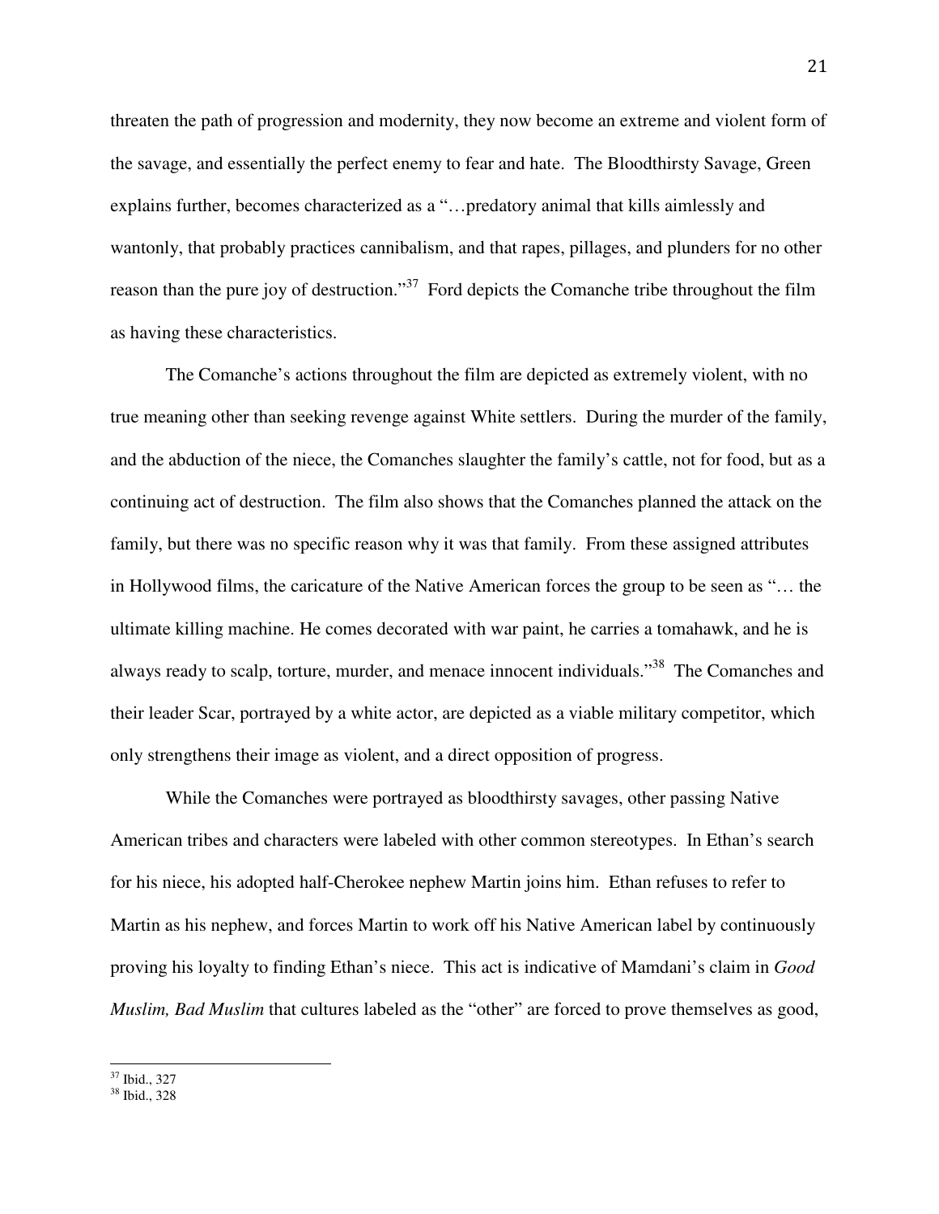threaten the path of progression and modernity, they now become an extreme and violent form of the savage, and essentially the perfect enemy to fear and hate. The Bloodthirsty Savage, Green explains further, becomes characterized as a "…predatory animal that kills aimlessly and wantonly, that probably practices cannibalism, and that rapes, pillages, and plunders for no other reason than the pure joy of destruction."[37] Ford depicts the Comanche tribe throughout the film as having these characteristics.

The Comanche's actions throughout the film are depicted as extremely violent, with no true meaning other than seeking revenge against White settlers. During the murder of the family, and the abduction of the niece, the Comanches slaughter the family's cattle, not for food, but as a continuing act of destruction. The film also shows that the Comanches planned the attack on the family, but there was no specific reason why it was that family. From these assigned attributes in Hollywood films, the caricature of the Native American forces the group to be seen as "… the ultimate killing machine. He comes decorated with war paint, he carries a tomahawk, and he is always ready to scalp, torture, murder, and menace innocent individuals."[38] The Comanches and their leader Scar, portrayed by a white actor, are depicted as a viable military competitor, which only strengthens their image as violent, and a direct opposition of progress.

While the Comanches were portrayed as bloodthirsty savages, other passing Native American tribes and characters were labeled with other common stereotypes. In Ethan's search for his niece, his adopted half-Cherokee nephew Martin joins him. Ethan refuses to refer to Martin as his nephew, and forces Martin to work off his Native American label by continuously proving his loyalty to finding Ethan's niece. This act is indicative of Mamdani's claim in *Good Muslim, Bad Muslim* that cultures labeled as the "other" are forced to prove themselves as good,

[37] Ibid., 327
[38] Ibid., 328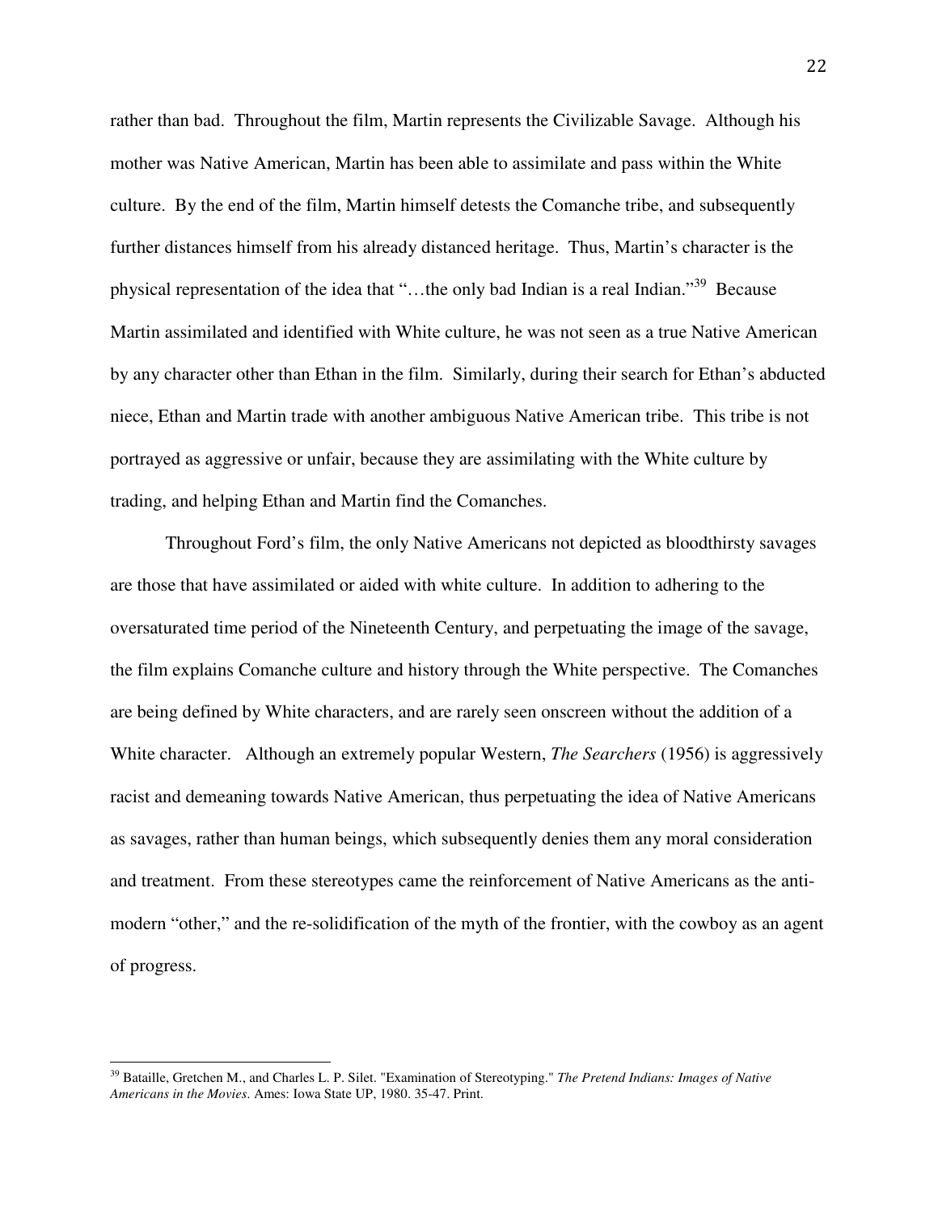rather than bad. Throughout the film, Martin represents the Civilizable Savage. Although his mother was Native American, Martin has been able to assimilate and pass within the White culture. By the end of the film, Martin himself detests the Comanche tribe, and subsequently further distances himself from his already distanced heritage. Thus, Martin's character is the physical representation of the idea that "…the only bad Indian is a real Indian."[39] Because Martin assimilated and identified with White culture, he was not seen as a true Native American by any character other than Ethan in the film. Similarly, during their search for Ethan's abducted niece, Ethan and Martin trade with another ambiguous Native American tribe. This tribe is not portrayed as aggressive or unfair, because they are assimilating with the White culture by trading, and helping Ethan and Martin find the Comanches.

Throughout Ford's film, the only Native Americans not depicted as bloodthirsty savages are those that have assimilated or aided with white culture. In addition to adhering to the oversaturated time period of the Nineteenth Century, and perpetuating the image of the savage, the film explains Comanche culture and history through the White perspective. The Comanches are being defined by White characters, and are rarely seen onscreen without the addition of a White character. Although an extremely popular Western, *The Searchers* (1956) is aggressively racist and demeaning towards Native American, thus perpetuating the idea of Native Americans as savages, rather than human beings, which subsequently denies them any moral consideration and treatment. From these stereotypes came the reinforcement of Native Americans as the anti-modern "other," and the re-solidification of the myth of the frontier, with the cowboy as an agent of progress.

---

[39] Bataille, Gretchen M., and Charles L. P. Silet. "Examination of Stereotyping." *The Pretend Indians: Images of Native Americans in the Movies*. Ames: Iowa State UP, 1980. 35-47. Print.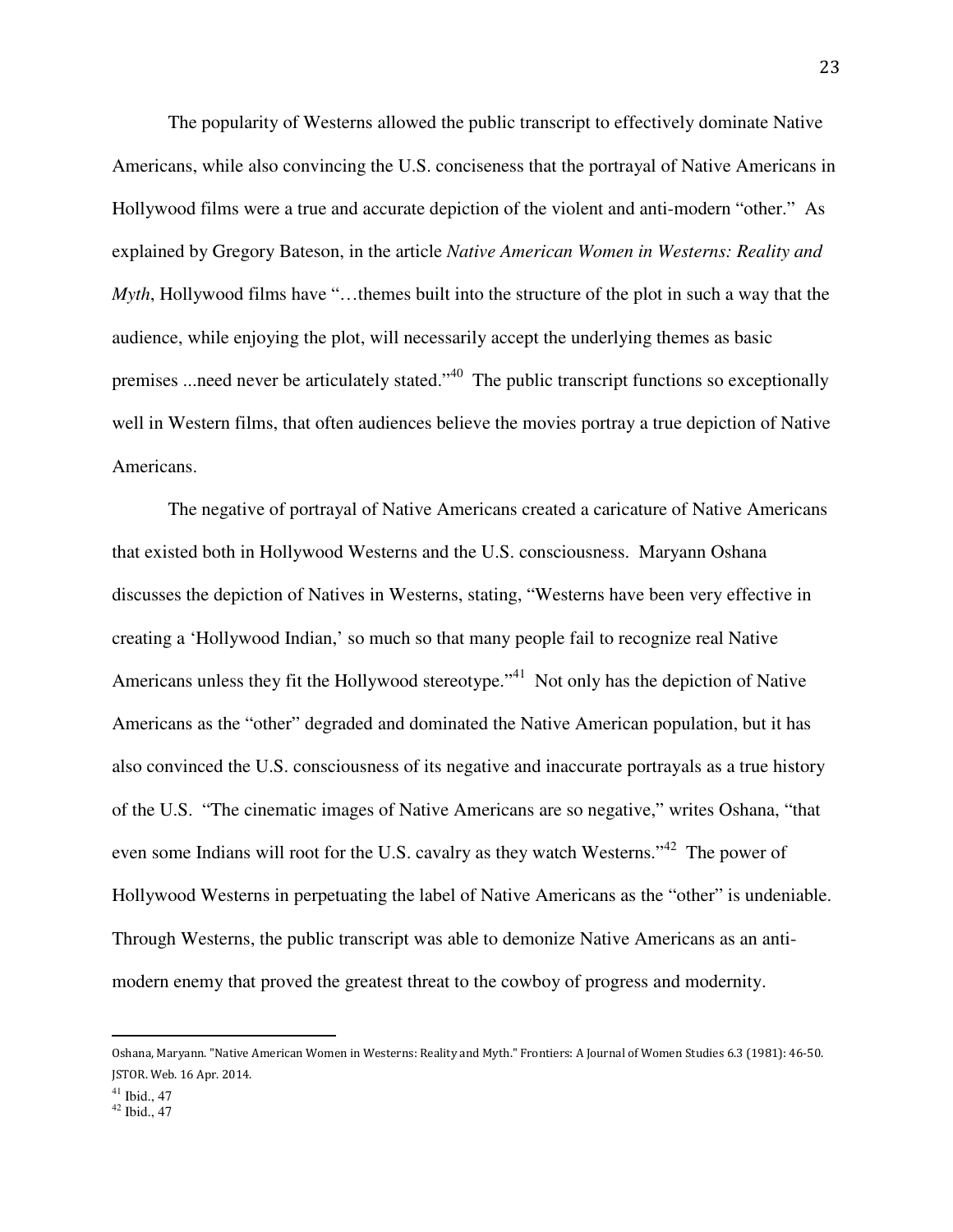The popularity of Westerns allowed the public transcript to effectively dominate Native Americans, while also convincing the U.S. conciseness that the portrayal of Native Americans in Hollywood films were a true and accurate depiction of the violent and anti-modern "other." As explained by Gregory Bateson, in the article *Native American Women in Westerns: Reality and Myth*, Hollywood films have "…themes built into the structure of the plot in such a way that the audience, while enjoying the plot, will necessarily accept the underlying themes as basic premises ...need never be articulately stated."[40] The public transcript functions so exceptionally well in Western films, that often audiences believe the movies portray a true depiction of Native Americans.

The negative of portrayal of Native Americans created a caricature of Native Americans that existed both in Hollywood Westerns and the U.S. consciousness. Maryann Oshana discusses the depiction of Natives in Westerns, stating, "Westerns have been very effective in creating a 'Hollywood Indian,' so much so that many people fail to recognize real Native Americans unless they fit the Hollywood stereotype."[41] Not only has the depiction of Native Americans as the "other" degraded and dominated the Native American population, but it has also convinced the U.S. consciousness of its negative and inaccurate portrayals as a true history of the U.S. "The cinematic images of Native Americans are so negative," writes Oshana, "that even some Indians will root for the U.S. cavalry as they watch Westerns."[42] The power of Hollywood Westerns in perpetuating the label of Native Americans as the "other" is undeniable. Through Westerns, the public transcript was able to demonize Native Americans as an anti-modern enemy that proved the greatest threat to the cowboy of progress and modernity.

---

Oshana, Maryann. "Native American Women in Westerns: Reality and Myth." Frontiers: A Journal of Women Studies 6.3 (1981): 46-50. JSTOR. Web. 16 Apr. 2014.

[41] Ibid., 47

[42] Ibid., 47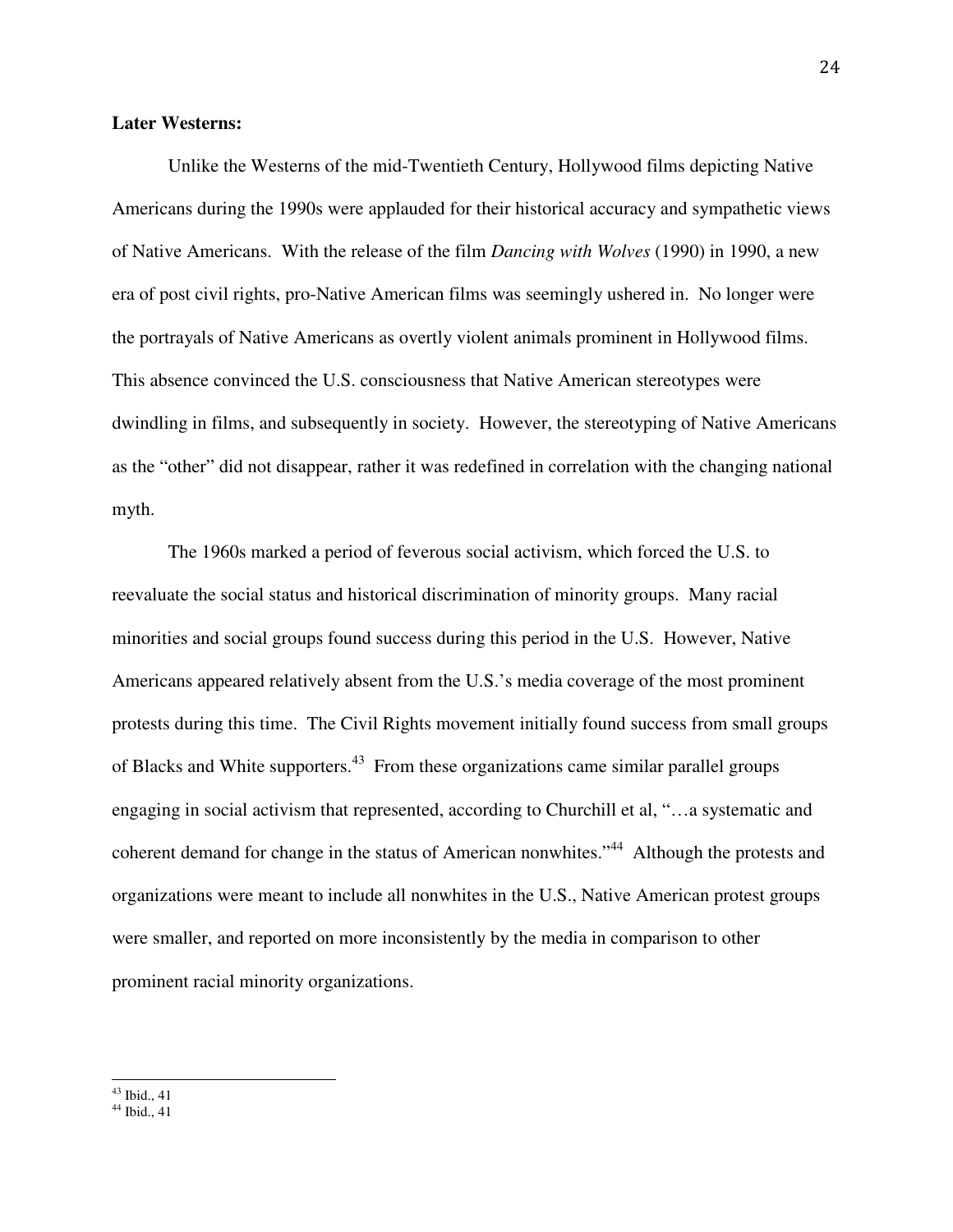**Later Westerns:**

Unlike the Westerns of the mid-Twentieth Century, Hollywood films depicting Native Americans during the 1990s were applauded for their historical accuracy and sympathetic views of Native Americans. With the release of the film *Dancing with Wolves* (1990) in 1990, a new era of post civil rights, pro-Native American films was seemingly ushered in. No longer were the portrayals of Native Americans as overtly violent animals prominent in Hollywood films. This absence convinced the U.S. consciousness that Native American stereotypes were dwindling in films, and subsequently in society. However, the stereotyping of Native Americans as the "other" did not disappear, rather it was redefined in correlation with the changing national myth.

The 1960s marked a period of feverous social activism, which forced the U.S. to reevaluate the social status and historical discrimination of minority groups. Many racial minorities and social groups found success during this period in the U.S. However, Native Americans appeared relatively absent from the U.S.'s media coverage of the most prominent protests during this time. The Civil Rights movement initially found success from small groups of Blacks and White supporters.[43] From these organizations came similar parallel groups engaging in social activism that represented, according to Churchill et al, "…a systematic and coherent demand for change in the status of American nonwhites."[44] Although the protests and organizations were meant to include all nonwhites in the U.S., Native American protest groups were smaller, and reported on more inconsistently by the media in comparison to other prominent racial minority organizations.

[43] Ibid., 41
[44] Ibid., 41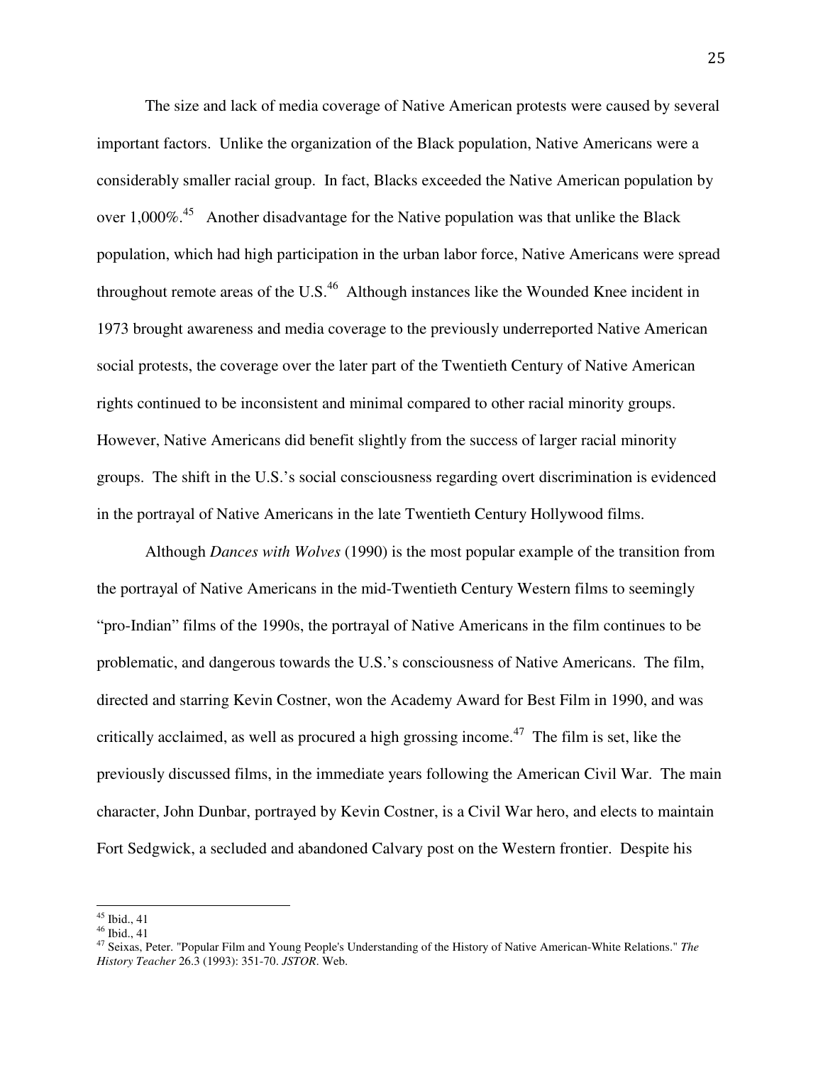The size and lack of media coverage of Native American protests were caused by several important factors. Unlike the organization of the Black population, Native Americans were a considerably smaller racial group. In fact, Blacks exceeded the Native American population by over 1,000%.[45] Another disadvantage for the Native population was that unlike the Black population, which had high participation in the urban labor force, Native Americans were spread throughout remote areas of the U.S.[46] Although instances like the Wounded Knee incident in 1973 brought awareness and media coverage to the previously underreported Native American social protests, the coverage over the later part of the Twentieth Century of Native American rights continued to be inconsistent and minimal compared to other racial minority groups. However, Native Americans did benefit slightly from the success of larger racial minority groups. The shift in the U.S.'s social consciousness regarding overt discrimination is evidenced in the portrayal of Native Americans in the late Twentieth Century Hollywood films.

Although *Dances with Wolves* (1990) is the most popular example of the transition from the portrayal of Native Americans in the mid-Twentieth Century Western films to seemingly "pro-Indian" films of the 1990s, the portrayal of Native Americans in the film continues to be problematic, and dangerous towards the U.S.'s consciousness of Native Americans. The film, directed and starring Kevin Costner, won the Academy Award for Best Film in 1990, and was critically acclaimed, as well as procured a high grossing income.[47] The film is set, like the previously discussed films, in the immediate years following the American Civil War. The main character, John Dunbar, portrayed by Kevin Costner, is a Civil War hero, and elects to maintain Fort Sedgwick, a secluded and abandoned Calvary post on the Western frontier. Despite his

---

[45] Ibid., 41

[46] Ibid., 41

[47] Seixas, Peter. "Popular Film and Young People's Understanding of the History of Native American-White Relations." *The History Teacher* 26.3 (1993): 351-70. *JSTOR*. Web.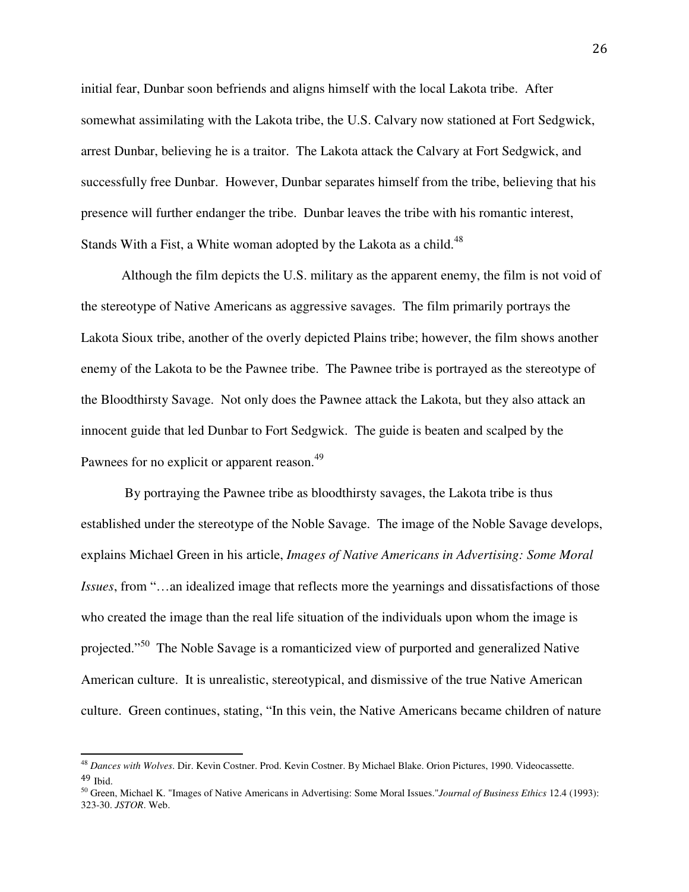initial fear, Dunbar soon befriends and aligns himself with the local Lakota tribe. After somewhat assimilating with the Lakota tribe, the U.S. Calvary now stationed at Fort Sedgwick, arrest Dunbar, believing he is a traitor. The Lakota attack the Calvary at Fort Sedgwick, and successfully free Dunbar. However, Dunbar separates himself from the tribe, believing that his presence will further endanger the tribe. Dunbar leaves the tribe with his romantic interest, Stands With a Fist, a White woman adopted by the Lakota as a child.[48]

Although the film depicts the U.S. military as the apparent enemy, the film is not void of the stereotype of Native Americans as aggressive savages. The film primarily portrays the Lakota Sioux tribe, another of the overly depicted Plains tribe; however, the film shows another enemy of the Lakota to be the Pawnee tribe. The Pawnee tribe is portrayed as the stereotype of the Bloodthirsty Savage. Not only does the Pawnee attack the Lakota, but they also attack an innocent guide that led Dunbar to Fort Sedgwick. The guide is beaten and scalped by the Pawnees for no explicit or apparent reason.[49]

By portraying the Pawnee tribe as bloodthirsty savages, the Lakota tribe is thus established under the stereotype of the Noble Savage. The image of the Noble Savage develops, explains Michael Green in his article, *Images of Native Americans in Advertising: Some Moral Issues*, from "…an idealized image that reflects more the yearnings and dissatisfactions of those who created the image than the real life situation of the individuals upon whom the image is projected."[50] The Noble Savage is a romanticized view of purported and generalized Native American culture. It is unrealistic, stereotypical, and dismissive of the true Native American culture. Green continues, stating, "In this vein, the Native Americans became children of nature

---

[48] *Dances with Wolves*. Dir. Kevin Costner. Prod. Kevin Costner. By Michael Blake. Orion Pictures, 1990. Videocassette.

[49] Ibid.

[50] Green, Michael K. "Images of Native Americans in Advertising: Some Moral Issues."*Journal of Business Ethics* 12.4 (1993): 323-30. *JSTOR*. Web.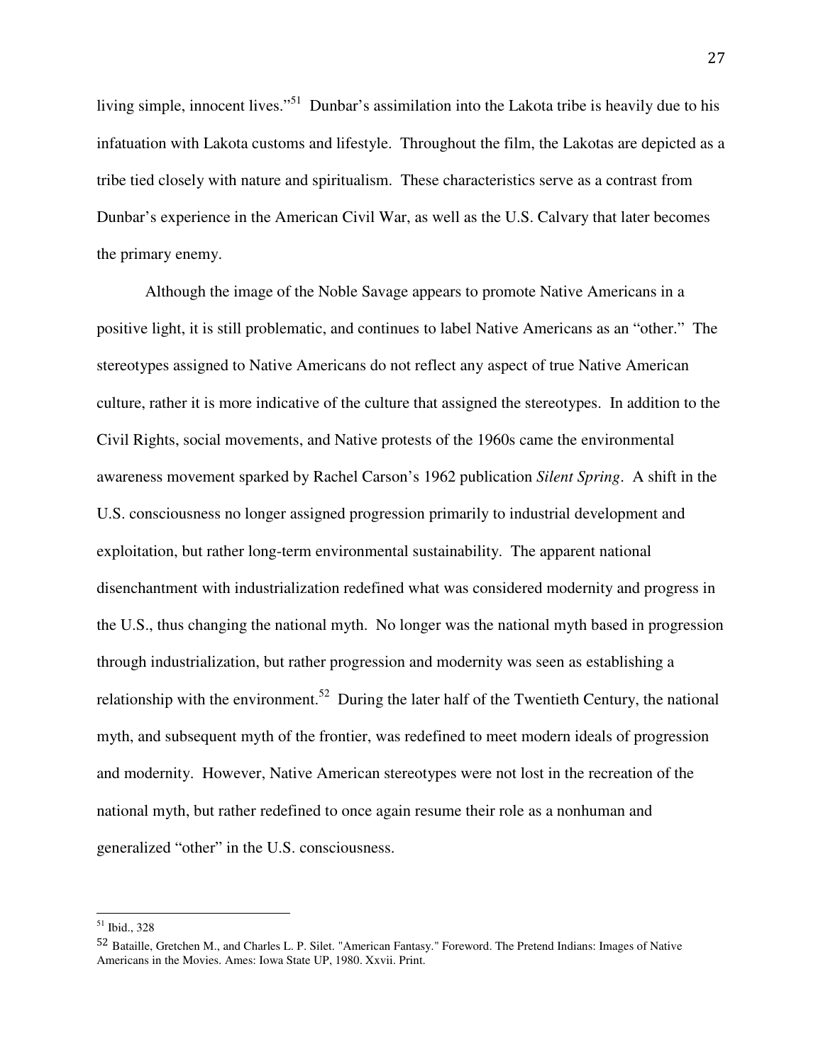living simple, innocent lives."[51] Dunbar's assimilation into the Lakota tribe is heavily due to his infatuation with Lakota customs and lifestyle. Throughout the film, the Lakotas are depicted as a tribe tied closely with nature and spiritualism. These characteristics serve as a contrast from Dunbar's experience in the American Civil War, as well as the U.S. Calvary that later becomes the primary enemy.

Although the image of the Noble Savage appears to promote Native Americans in a positive light, it is still problematic, and continues to label Native Americans as an "other." The stereotypes assigned to Native Americans do not reflect any aspect of true Native American culture, rather it is more indicative of the culture that assigned the stereotypes. In addition to the Civil Rights, social movements, and Native protests of the 1960s came the environmental awareness movement sparked by Rachel Carson's 1962 publication *Silent Spring*. A shift in the U.S. consciousness no longer assigned progression primarily to industrial development and exploitation, but rather long-term environmental sustainability. The apparent national disenchantment with industrialization redefined what was considered modernity and progress in the U.S., thus changing the national myth. No longer was the national myth based in progression through industrialization, but rather progression and modernity was seen as establishing a relationship with the environment.[52] During the later half of the Twentieth Century, the national myth, and subsequent myth of the frontier, was redefined to meet modern ideals of progression and modernity. However, Native American stereotypes were not lost in the recreation of the national myth, but rather redefined to once again resume their role as a nonhuman and generalized "other" in the U.S. consciousness.

---

[51] Ibid., 328

[52] Bataille, Gretchen M., and Charles L. P. Silet. "American Fantasy." Foreword. The Pretend Indians: Images of Native Americans in the Movies. Ames: Iowa State UP, 1980. Xxvii. Print.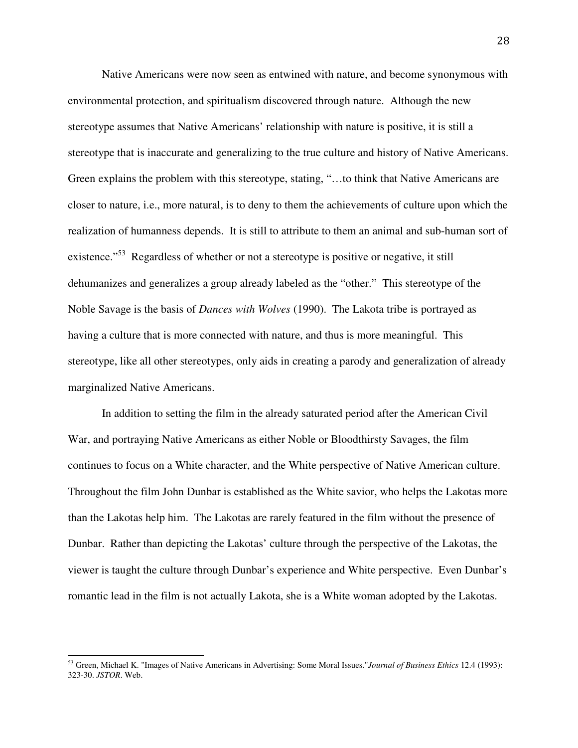Native Americans were now seen as entwined with nature, and become synonymous with environmental protection, and spiritualism discovered through nature. Although the new stereotype assumes that Native Americans' relationship with nature is positive, it is still a stereotype that is inaccurate and generalizing to the true culture and history of Native Americans. Green explains the problem with this stereotype, stating, "…to think that Native Americans are closer to nature, i.e., more natural, is to deny to them the achievements of culture upon which the realization of humanness depends. It is still to attribute to them an animal and sub-human sort of existence."[53] Regardless of whether or not a stereotype is positive or negative, it still dehumanizes and generalizes a group already labeled as the "other." This stereotype of the Noble Savage is the basis of *Dances with Wolves* (1990). The Lakota tribe is portrayed as having a culture that is more connected with nature, and thus is more meaningful. This stereotype, like all other stereotypes, only aids in creating a parody and generalization of already marginalized Native Americans.

In addition to setting the film in the already saturated period after the American Civil War, and portraying Native Americans as either Noble or Bloodthirsty Savages, the film continues to focus on a White character, and the White perspective of Native American culture. Throughout the film John Dunbar is established as the White savior, who helps the Lakotas more than the Lakotas help him. The Lakotas are rarely featured in the film without the presence of Dunbar. Rather than depicting the Lakotas' culture through the perspective of the Lakotas, the viewer is taught the culture through Dunbar's experience and White perspective. Even Dunbar's romantic lead in the film is not actually Lakota, she is a White woman adopted by the Lakotas.

---

[53] Green, Michael K. "Images of Native Americans in Advertising: Some Moral Issues."*Journal of Business Ethics* 12.4 (1993): 323-30. *JSTOR*. Web.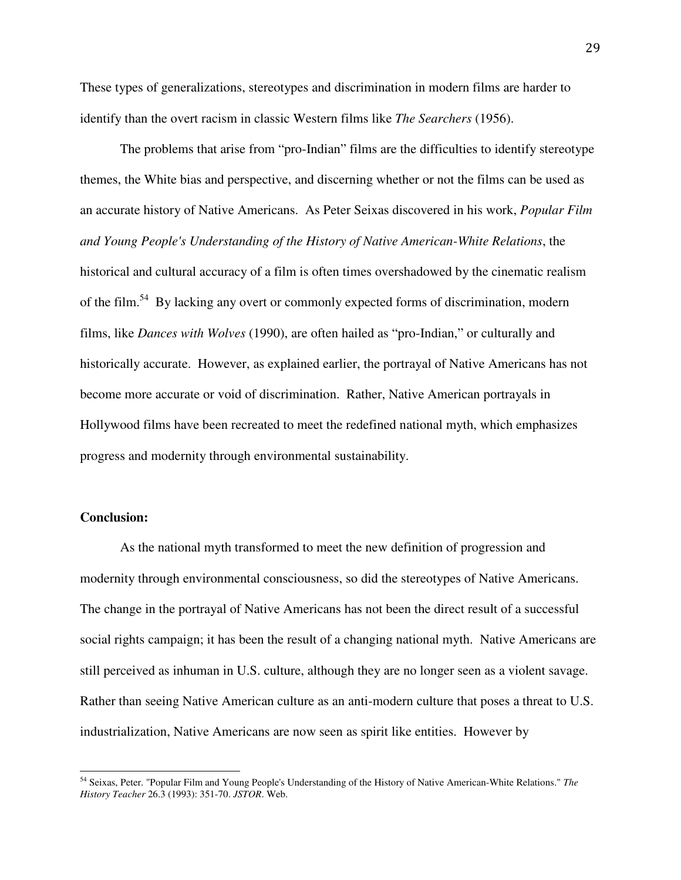These types of generalizations, stereotypes and discrimination in modern films are harder to identify than the overt racism in classic Western films like *The Searchers* (1956).

The problems that arise from "pro-Indian" films are the difficulties to identify stereotype themes, the White bias and perspective, and discerning whether or not the films can be used as an accurate history of Native Americans. As Peter Seixas discovered in his work, *Popular Film and Young People's Understanding of the History of Native American-White Relations*, the historical and cultural accuracy of a film is often times overshadowed by the cinematic realism of the film.[54] By lacking any overt or commonly expected forms of discrimination, modern films, like *Dances with Wolves* (1990), are often hailed as "pro-Indian," or culturally and historically accurate. However, as explained earlier, the portrayal of Native Americans has not become more accurate or void of discrimination. Rather, Native American portrayals in Hollywood films have been recreated to meet the redefined national myth, which emphasizes progress and modernity through environmental sustainability.

**Conclusion:**

As the national myth transformed to meet the new definition of progression and modernity through environmental consciousness, so did the stereotypes of Native Americans. The change in the portrayal of Native Americans has not been the direct result of a successful social rights campaign; it has been the result of a changing national myth. Native Americans are still perceived as inhuman in U.S. culture, although they are no longer seen as a violent savage. Rather than seeing Native American culture as an anti-modern culture that poses a threat to U.S. industrialization, Native Americans are now seen as spirit like entities. However by

---

[54] Seixas, Peter. "Popular Film and Young People's Understanding of the History of Native American-White Relations." *The History Teacher* 26.3 (1993): 351-70. *JSTOR*. Web.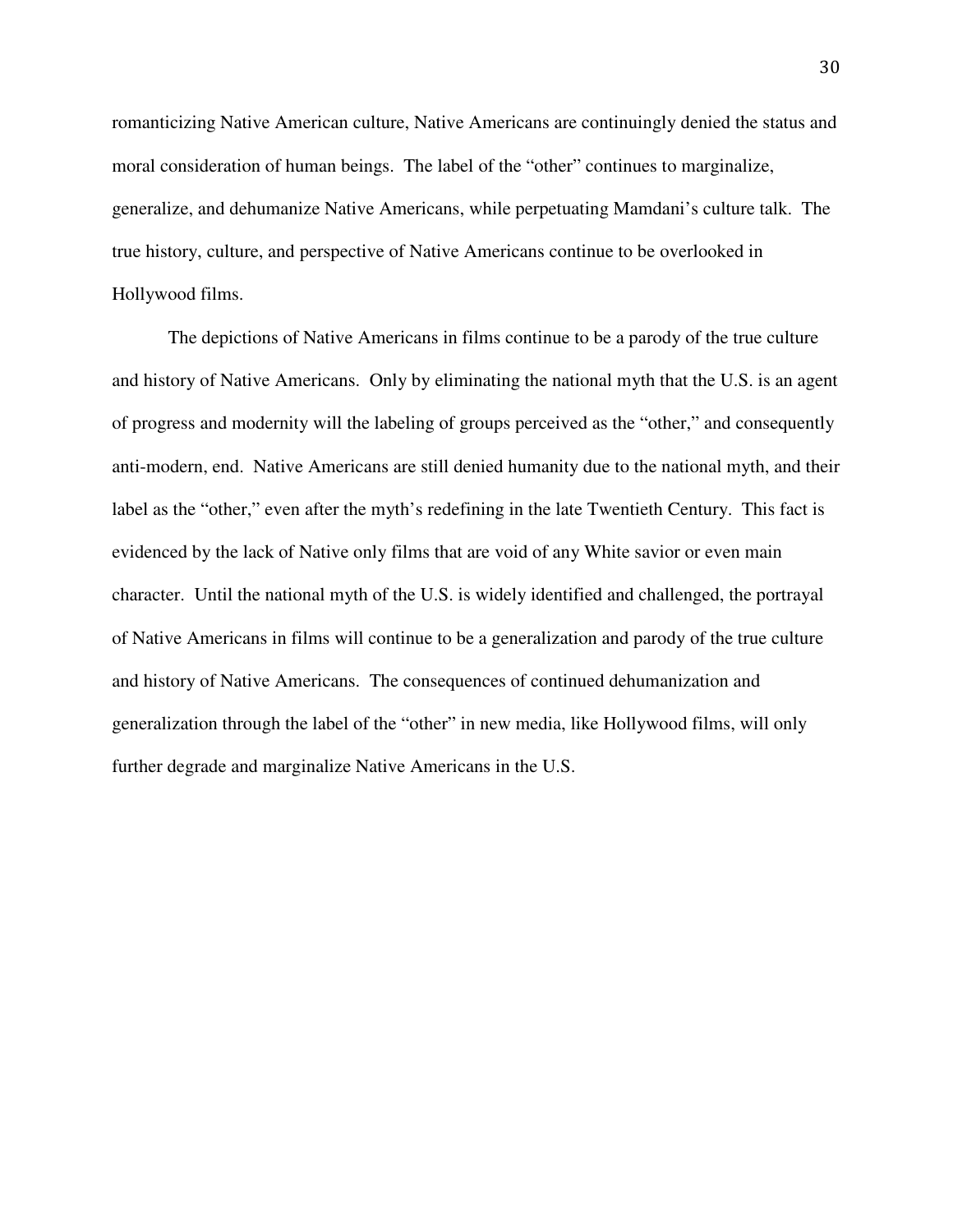romanticizing Native American culture, Native Americans are continuingly denied the status and moral consideration of human beings. The label of the "other" continues to marginalize, generalize, and dehumanize Native Americans, while perpetuating Mamdani's culture talk. The true history, culture, and perspective of Native Americans continue to be overlooked in Hollywood films.

The depictions of Native Americans in films continue to be a parody of the true culture and history of Native Americans. Only by eliminating the national myth that the U.S. is an agent of progress and modernity will the labeling of groups perceived as the "other," and consequently anti-modern, end. Native Americans are still denied humanity due to the national myth, and their label as the "other," even after the myth's redefining in the late Twentieth Century. This fact is evidenced by the lack of Native only films that are void of any White savior or even main character. Until the national myth of the U.S. is widely identified and challenged, the portrayal of Native Americans in films will continue to be a generalization and parody of the true culture and history of Native Americans. The consequences of continued dehumanization and generalization through the label of the "other" in new media, like Hollywood films, will only further degrade and marginalize Native Americans in the U.S.